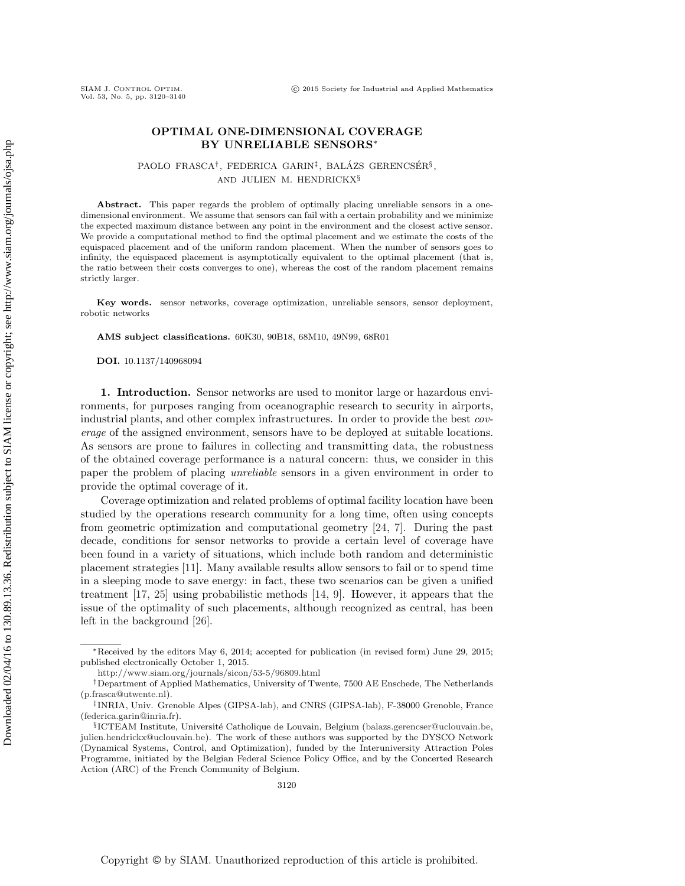# OPTIMAL ONE-DIMENSIONAL COVERAGE BY UNRELIABLE SENSORS*

PAOLO FRASCA†, FEDERICA GARIN‡, BALÁZS GERENCSÉR§, AND JULIEN M. HENDRICKX§

**Abstract.** This paper regards the problem of optimally placing unreliable sensors in a one-dimensional environment. We assume that sensors can fail with a certain probability and we minimize the expected maximum distance between any point in the environment and the closest active sensor. We provide a computational method to find the optimal placement and we estimate the costs of the equispaced placement and of the uniform random placement. When the number of sensors goes to infinity, the equispaced placement is asymptotically equivalent to the optimal placement (that is, the ratio between their costs converges to one), whereas the cost of the random placement remains strictly larger.

**Key words.** sensor networks, coverage optimization, unreliable sensors, sensor deployment, robotic networks

**AMS subject classifications.** 60K30, 90B18, 68M10, 49N99, 68R01

**DOI.** 10.1137/140968094

## 1. Introduction.

Sensor networks are used to monitor large or hazardous environments, for purposes ranging from oceanographic research to security in airports, industrial plants, and other complex infrastructures. In order to provide the best *coverage* of the assigned environment, sensors have to be deployed at suitable locations. As sensors are prone to failures in collecting and transmitting data, the robustness of the obtained coverage performance is a natural concern: thus, we consider in this paper the problem of placing *unreliable* sensors in a given environment in order to provide the optimal coverage of it.

Coverage optimization and related problems of optimal facility location have been studied by the operations research community for a long time, often using concepts from geometric optimization and computational geometry [24, 7]. During the past decade, conditions for sensor networks to provide a certain level of coverage have been found in a variety of situations, which include both random and deterministic placement strategies [11]. Many available results allow sensors to fail or to spend time in a sleeping mode to save energy: in fact, these two scenarios can be given a unified treatment [17, 25] using probabilistic methods [14, 9]. However, it appears that the issue of the optimality of such placements, although recognized as central, has been left in the background [26].

---

*Received by the editors May 6, 2014; accepted for publication (in revised form) June 29, 2015; published electronically October 1, 2015.

http://www.siam.org/journals/sicon/53-5/96809.html

†Department of Applied Mathematics, University of Twente, 7500 AE Enschede, The Netherlands (p.frasca@utwente.nl).

‡INRIA, Univ. Grenoble Alpes (GIPSA-lab), and CNRS (GIPSA-lab), F-38000 Grenoble, France (federica.garin@inria.fr).

§ICTEAM Institute, Université Catholique de Louvain, Belgium (balazs.gerencser@uclouvain.be, julien.hendrickx@uclouvain.be). The work of these authors was supported by the DYSCO Network (Dynamical Systems, Control, and Optimization), funded by the Interuniversity Attraction Poles Programme, initiated by the Belgian Federal Science Policy Office, and by the Concerted Research Action (ARC) of the French Community of Belgium.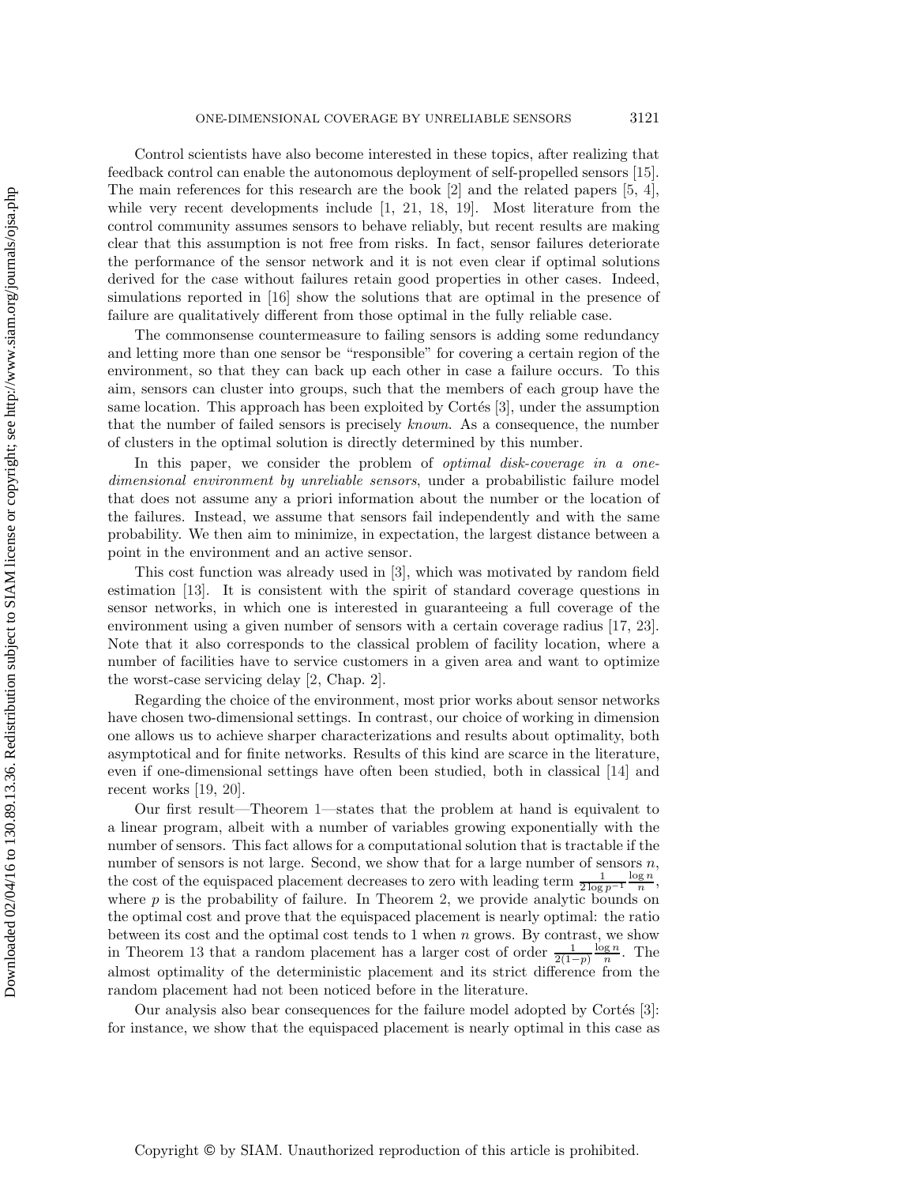Control scientists have also become interested in these topics, after realizing that feedback control can enable the autonomous deployment of self-propelled sensors [15]. The main references for this research are the book [2] and the related papers [5, 4], while very recent developments include [1, 21, 18, 19]. Most literature from the control community assumes sensors to behave reliably, but recent results are making clear that this assumption is not free from risks. In fact, sensor failures deteriorate the performance of the sensor network and it is not even clear if optimal solutions derived for the case without failures retain good properties in other cases. Indeed, simulations reported in [16] show the solutions that are optimal in the presence of failure are qualitatively different from those optimal in the fully reliable case.

The commonsense countermeasure to failing sensors is adding some redundancy and letting more than one sensor be "responsible" for covering a certain region of the environment, so that they can back up each other in case a failure occurs. To this aim, sensors can cluster into groups, such that the members of each group have the same location. This approach has been exploited by Cortés [3], under the assumption that the number of failed sensors is precisely *known*. As a consequence, the number of clusters in the optimal solution is directly determined by this number.

In this paper, we consider the problem of *optimal disk-coverage in a one-dimensional environment by unreliable sensors*, under a probabilistic failure model that does not assume any a priori information about the number or the location of the failures. Instead, we assume that sensors fail independently and with the same probability. We then aim to minimize, in expectation, the largest distance between a point in the environment and an active sensor.

This cost function was already used in [3], which was motivated by random field estimation [13]. It is consistent with the spirit of standard coverage questions in sensor networks, in which one is interested in guaranteeing a full coverage of the environment using a given number of sensors with a certain coverage radius [17, 23]. Note that it also corresponds to the classical problem of facility location, where a number of facilities have to service customers in a given area and want to optimize the worst-case servicing delay [2, Chap. 2].

Regarding the choice of the environment, most prior works about sensor networks have chosen two-dimensional settings. In contrast, our choice of working in dimension one allows us to achieve sharper characterizations and results about optimality, both asymptotical and for finite networks. Results of this kind are scarce in the literature, even if one-dimensional settings have often been studied, both in classical [14] and recent works [19, 20].

Our first result—Theorem 1—states that the problem at hand is equivalent to a linear program, albeit with a number of variables growing exponentially with the number of sensors. This fact allows for a computational solution that is tractable if the number of sensors is not large. Second, we show that for a large number of sensors $n$, the cost of the equispaced placement decreases to zero with leading term $\frac{1}{2\log p^{-1}}\frac{\log n}{n}$, where $p$ is the probability of failure. In Theorem 2, we provide analytic bounds on the optimal cost and prove that the equispaced placement is nearly optimal: the ratio between its cost and the optimal cost tends to 1 when $n$ grows. By contrast, we show in Theorem 13 that a random placement has a larger cost of order $\frac{1}{2(1-p)}\frac{\log n}{n}$. The almost optimality of the deterministic placement and its strict difference from the random placement had not been noticed before in the literature.

Our analysis also bear consequences for the failure model adopted by Cortés [3]: for instance, we show that the equispaced placement is nearly optimal in this case as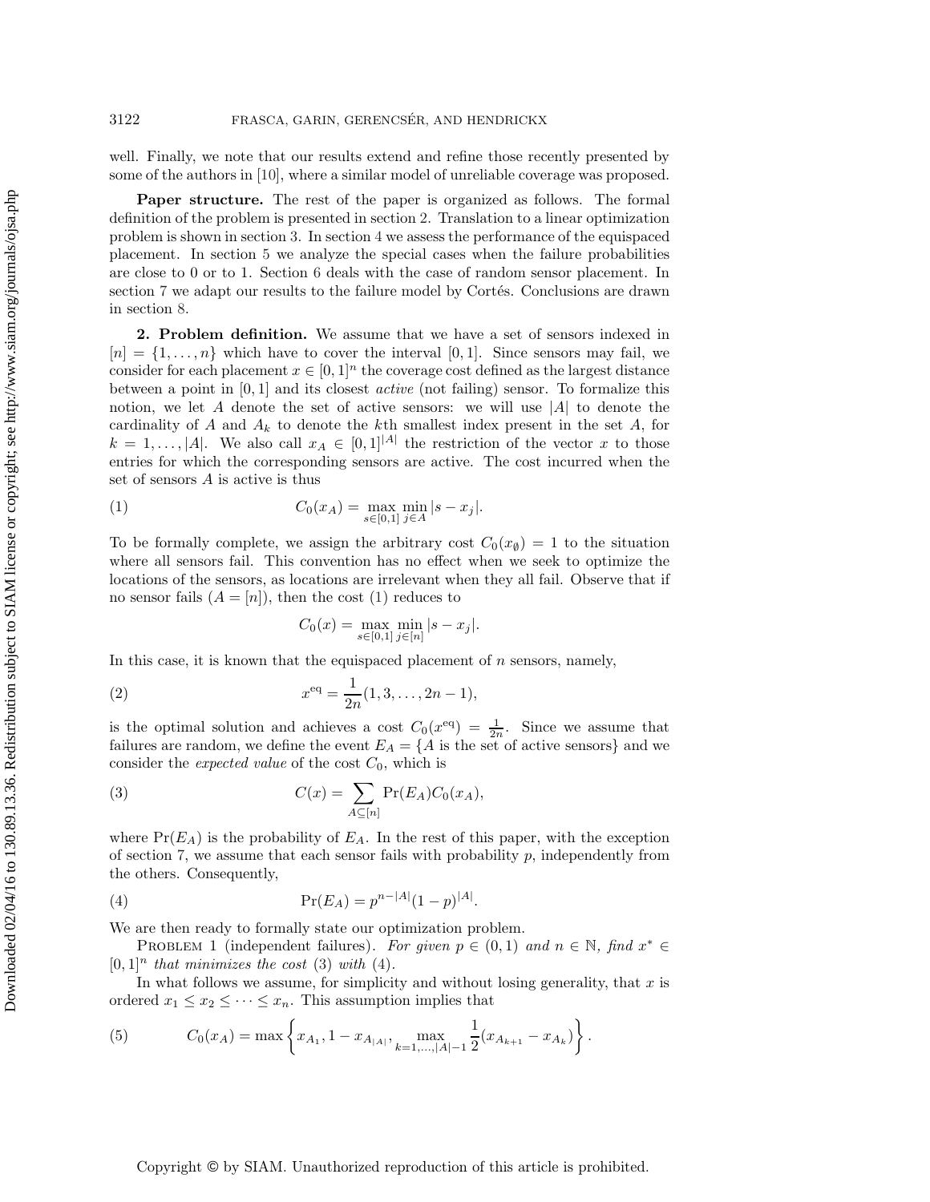well. Finally, we note that our results extend and refine those recently presented by some of the authors in [10], where a similar model of unreliable coverage was proposed.

**Paper structure.** The rest of the paper is organized as follows. The formal definition of the problem is presented in section 2. Translation to a linear optimization problem is shown in section 3. In section 4 we assess the performance of the equispaced placement. In section 5 we analyze the special cases when the failure probabilities are close to 0 or to 1. Section 6 deals with the case of random sensor placement. In section 7 we adapt our results to the failure model by Cortés. Conclusions are drawn in section 8.

## 2. Problem definition.

We assume that we have a set of sensors indexed in $[n] = \{1, \ldots, n\}$ which have to cover the interval $[0, 1]$. Since sensors may fail, we consider for each placement $x \in [0, 1]^n$ the coverage cost defined as the largest distance between a point in $[0, 1]$ and its closest *active* (not failing) sensor. To formalize this notion, we let $A$ denote the set of active sensors: we will use $|A|$ to denote the cardinality of $A$ and $A_k$ to denote the $k$th smallest index present in the set $A$, for $k = 1, \ldots, |A|$. We also call $x_A \in [0, 1]^{|A|}$ the restriction of the vector $x$ to those entries for which the corresponding sensors are active. The cost incurred when the set of sensors $A$ is active is thus

$$C_0(x_A) = \max_{s \in [0,1]} \min_{j \in A} |s - x_j|. \tag{1}$$

To be formally complete, we assign the arbitrary cost $C_0(x_\emptyset) = 1$ to the situation where all sensors fail. This convention has no effect when we seek to optimize the locations of the sensors, as locations are irrelevant when they all fail. Observe that if no sensor fails ($A = [n]$), then the cost (1) reduces to

$$C_0(x) = \max_{s \in [0,1]} \min_{j \in [n]} |s - x_j|.$$

In this case, it is known that the equispaced placement of $n$ sensors, namely,

$$x^{\text{eq}} = \frac{1}{2n}(1, 3, \ldots, 2n - 1), \tag{2}$$

is the optimal solution and achieves a cost $C_0(x^{\text{eq}}) = \frac{1}{2n}$. Since we assume that failures are random, we define the event $E_A = \{A \text{ is the set of active sensors}\}$ and we consider the *expected value* of the cost $C_0$, which is

$$C(x) = \sum_{A \subseteq [n]} \Pr(E_A) C_0(x_A), \tag{3}$$

where $\Pr(E_A)$ is the probability of $E_A$. In the rest of this paper, with the exception of section 7, we assume that each sensor fails with probability $p$, independently from the others. Consequently,

$$\Pr(E_A) = p^{n-|A|}(1 - p)^{|A|}. \tag{4}$$

We are then ready to formally state our optimization problem.

PROBLEM 1 (independent failures). *For given $p \in (0, 1)$ and $n \in \mathbb{N}$, find $x^* \in [0, 1]^n$ that minimizes the cost* (3) *with* (4).

In what follows we assume, for simplicity and without losing generality, that $x$ is ordered $x_1 \leq x_2 \leq \cdots \leq x_n$. This assumption implies that

$$C_0(x_A) = \max \left\{ x_{A_1}, 1 - x_{A_{|A|}}, \max_{k=1,\ldots,|A|-1} \frac{1}{2}(x_{A_{k+1}} - x_{A_k}) \right\}. \tag{5}$$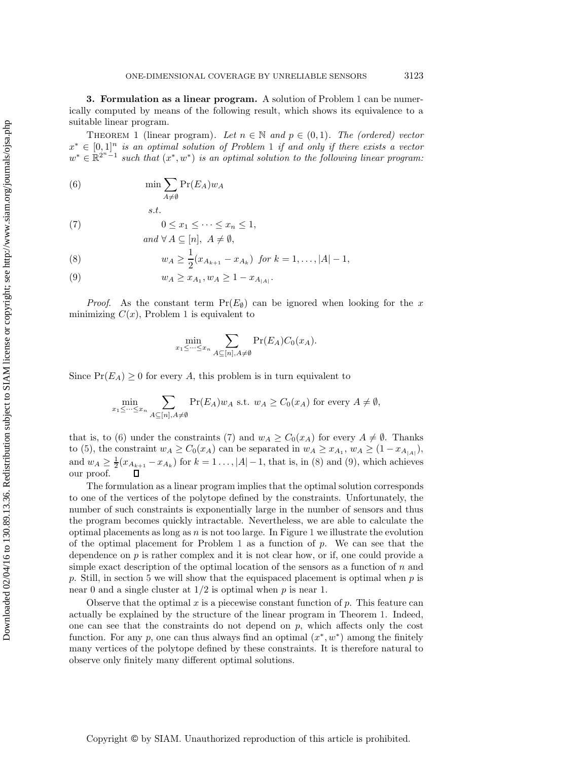**3. Formulation as a linear program.** A solution of Problem 1 can be numerically computed by means of the following result, which shows its equivalence to a suitable linear program.

THEOREM 1 (linear program). *Let $n \in \mathbb{N}$ and $p \in (0,1)$. The (ordered) vector $x^* \in [0,1]^n$ is an optimal solution of Problem 1 if and only if there exists a vector $w^* \in \mathbb{R}^{2^n-1}$ such that $(x^*, w^*)$ is an optimal solution to the following linear program:*

$$\min \sum_{A \neq \emptyset} \Pr(E_A) w_A \tag{6}$$

*s.t.*

$$0 \leq x_1 \leq \cdots \leq x_n \leq 1, \tag{7}$$

*and* $\forall\, A \subseteq [n],\ A \neq \emptyset,$

$$w_A \geq \frac{1}{2}(x_{A_{k+1}} - x_{A_k}) \text{ for } k = 1, \ldots, |A|-1, \tag{8}$$

$$w_A \geq x_{A_1}, w_A \geq 1 - x_{A_{|A|}}. \tag{9}$$

*Proof.* As the constant term $\Pr(E_\emptyset)$ can be ignored when looking for the $x$ minimizing $C(x)$, Problem 1 is equivalent to

$$\min_{x_1 \leq \cdots \leq x_n} \sum_{A \subseteq [n], A \neq \emptyset} \Pr(E_A) C_0(x_A).$$

Since $\Pr(E_A) \geq 0$ for every $A$, this problem is in turn equivalent to

$$\min_{x_1 \leq \cdots \leq x_n} \sum_{A \subseteq [n], A \neq \emptyset} \Pr(E_A) w_A \text{ s.t. } w_A \geq C_0(x_A) \text{ for every } A \neq \emptyset,$$

that is, to (6) under the constraints (7) and $w_A \geq C_0(x_A)$ for every $A \neq \emptyset$. Thanks to (5), the constraint $w_A \geq C_0(x_A)$ can be separated in $w_A \geq x_{A_1}$, $w_A \geq (1 - x_{A_{|A|}})$, and $w_A \geq \frac{1}{2}(x_{A_{k+1}} - x_{A_k})$ for $k = 1 \ldots, |A|-1$, that is, in (8) and (9), which achieves our proof. $\square$

The formulation as a linear program implies that the optimal solution corresponds to one of the vertices of the polytope defined by the constraints. Unfortunately, the number of such constraints is exponentially large in the number of sensors and thus the program becomes quickly intractable. Nevertheless, we are able to calculate the optimal placements as long as $n$ is not too large. In Figure 1 we illustrate the evolution of the optimal placement for Problem 1 as a function of $p$. We can see that the dependence on $p$ is rather complex and it is not clear how, or if, one could provide a simple exact description of the optimal location of the sensors as a function of $n$ and $p$. Still, in section 5 we will show that the equispaced placement is optimal when $p$ is near 0 and a single cluster at $1/2$ is optimal when $p$ is near 1.

Observe that the optimal $x$ is a piecewise constant function of $p$. This feature can actually be explained by the structure of the linear program in Theorem 1. Indeed, one can see that the constraints do not depend on $p$, which affects only the cost function. For any $p$, one can thus always find an optimal $(x^*, w^*)$ among the finitely many vertices of the polytope defined by these constraints. It is therefore natural to observe only finitely many different optimal solutions.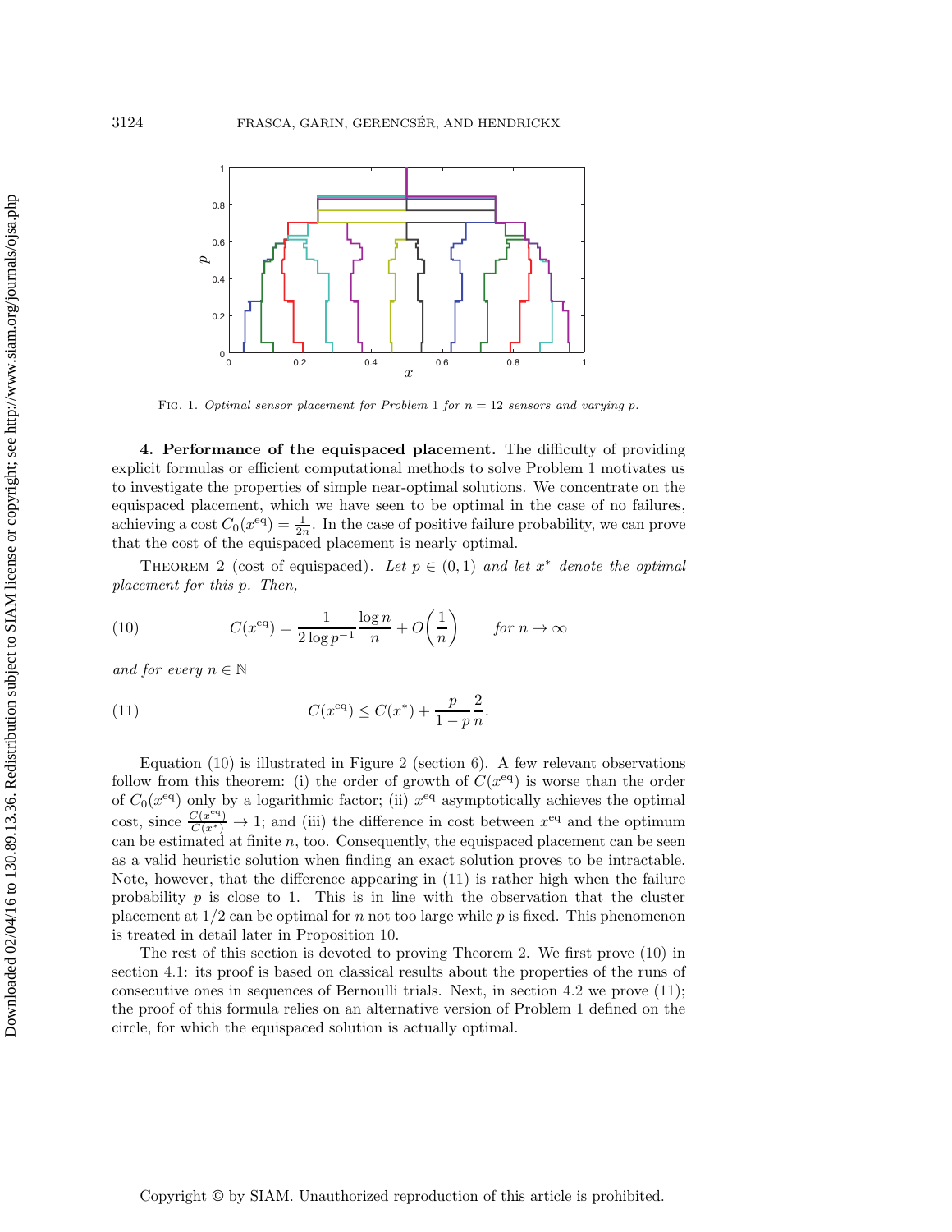Fig. 1. *Optimal sensor placement for Problem 1 for $n = 12$ sensors and varying $p$.*

## 4. Performance of the equispaced placement.

The difficulty of providing explicit formulas or efficient computational methods to solve Problem 1 motivates us to investigate the properties of simple near-optimal solutions. We concentrate on the equispaced placement, which we have seen to be optimal in the case of no failures, achieving a cost $C_0(x^{\text{eq}}) = \frac{1}{2n}$. In the case of positive failure probability, we can prove that the cost of the equispaced placement is nearly optimal.

Theorem 2 (cost of equispaced). *Let $p \in (0, 1)$ and let $x^*$ denote the optimal placement for this $p$. Then,*

$$C(x^{\text{eq}}) = \frac{1}{2 \log p^{-1}} \frac{\log n}{n} + O\left(\frac{1}{n}\right) \qquad \text{for } n \to \infty \tag{10}$$

*and for every $n \in \mathbb{N}$*

$$C(x^{\text{eq}}) \leq C(x^*) + \frac{p}{1-p}\frac{2}{n}. \tag{11}$$

Equation (10) is illustrated in Figure 2 (section 6). A few relevant observations follow from this theorem: (i) the order of growth of $C(x^{\text{eq}})$ is worse than the order of $C_0(x^{\text{eq}})$ only by a logarithmic factor; (ii) $x^{\text{eq}}$ asymptotically achieves the optimal cost, since $\frac{C(x^{\text{eq}})}{C(x^*)} \to 1$; and (iii) the difference in cost between $x^{\text{eq}}$ and the optimum can be estimated at finite $n$, too. Consequently, the equispaced placement can be seen as a valid heuristic solution when finding an exact solution proves to be intractable. Note, however, that the difference appearing in (11) is rather high when the failure probability $p$ is close to 1. This is in line with the observation that the cluster placement at 1/2 can be optimal for $n$ not too large while $p$ is fixed. This phenomenon is treated in detail later in Proposition 10.

The rest of this section is devoted to proving Theorem 2. We first prove (10) in section 4.1: its proof is based on classical results about the properties of the runs of consecutive ones in sequences of Bernoulli trials. Next, in section 4.2 we prove (11); the proof of this formula relies on an alternative version of Problem 1 defined on the circle, for which the equispaced solution is actually optimal.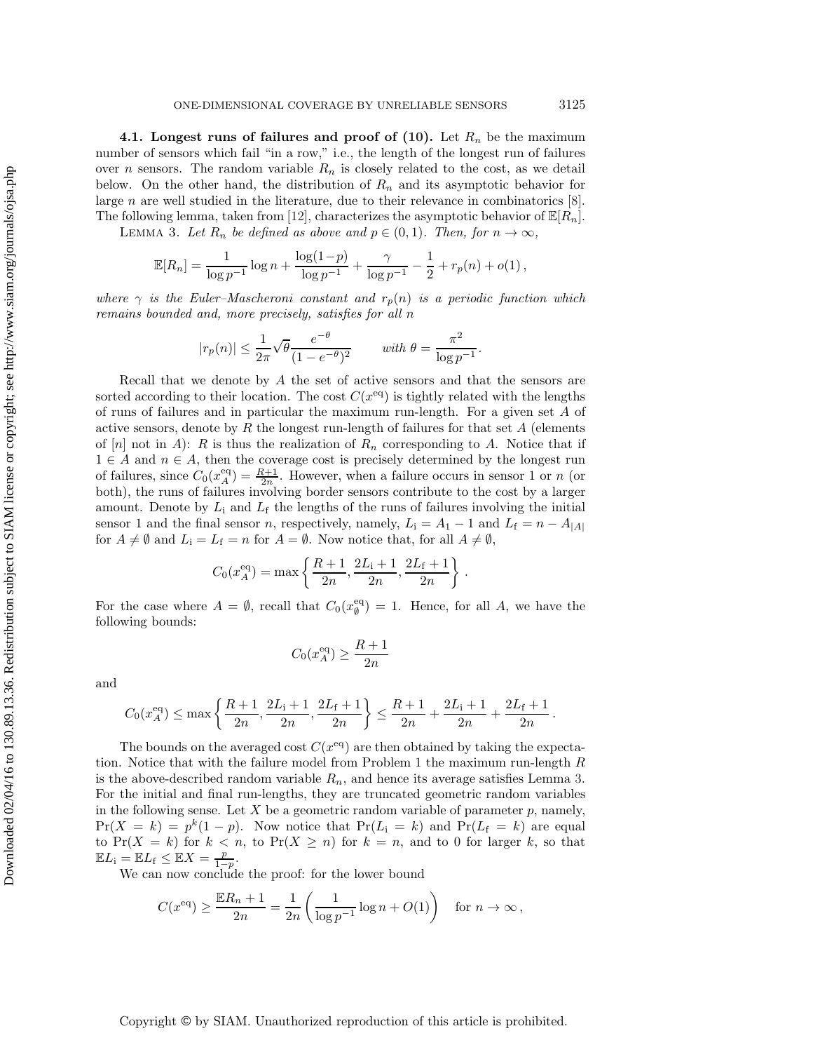**4.1. Longest runs of failures and proof of (10).** Let $R_n$ be the maximum number of sensors which fail "in a row," i.e., the length of the longest run of failures over $n$ sensors. The random variable $R_n$ is closely related to the cost, as we detail below. On the other hand, the distribution of $R_n$ and its asymptotic behavior for large $n$ are well studied in the literature, due to their relevance in combinatorics [8]. The following lemma, taken from [12], characterizes the asymptotic behavior of $\mathbb{E}[R_n]$.

LEMMA 3. *Let $R_n$ be defined as above and $p \in (0,1)$. Then, for $n \to \infty$,*

$$\mathbb{E}[R_n] = \frac{1}{\log p^{-1}} \log n + \frac{\log(1-p)}{\log p^{-1}} + \frac{\gamma}{\log p^{-1}} - \frac{1}{2} + r_p(n) + o(1)\,,$$

*where $\gamma$ is the Euler–Mascheroni constant and $r_p(n)$ is a periodic function which remains bounded and, more precisely, satisfies for all $n$*

$$|r_p(n)| \leq \frac{1}{2\pi}\sqrt{\theta}\frac{e^{-\theta}}{(1-e^{-\theta})^2} \qquad \textit{with } \theta = \frac{\pi^2}{\log p^{-1}}.$$

Recall that we denote by $A$ the set of active sensors and that the sensors are sorted according to their location. The cost $C(x^{\text{eq}})$ is tightly related with the lengths of runs of failures and in particular the maximum run-length. For a given set $A$ of active sensors, denote by $R$ the longest run-length of failures for that set $A$ (elements of $[n]$ not in $A$): $R$ is thus the realization of $R_n$ corresponding to $A$. Notice that if $1 \in A$ and $n \in A$, then the coverage cost is precisely determined by the longest run of failures, since $C_0(x_A^{\text{eq}}) = \frac{R+1}{2n}$. However, when a failure occurs in sensor 1 or $n$ (or both), the runs of failures involving border sensors contribute to the cost by a larger amount. Denote by $L_{\text{i}}$ and $L_{\text{f}}$ the lengths of the runs of failures involving the initial sensor 1 and the final sensor $n$, respectively, namely, $L_{\text{i}} = A_1 - 1$ and $L_{\text{f}} = n - A_{|A|}$ for $A \neq \emptyset$ and $L_{\text{i}} = L_{\text{f}} = n$ for $A = \emptyset$. Now notice that, for all $A \neq \emptyset$,

$$C_0(x_A^{\text{eq}}) = \max\left\{\frac{R+1}{2n}, \frac{2L_{\text{i}}+1}{2n}, \frac{2L_{\text{f}}+1}{2n}\right\}.$$

For the case where $A = \emptyset$, recall that $C_0(x_\emptyset^{\text{eq}}) = 1$. Hence, for all $A$, we have the following bounds:

$$C_0(x_A^{\text{eq}}) \geq \frac{R+1}{2n}$$

and

$$C_0(x_A^{\text{eq}}) \leq \max\left\{\frac{R+1}{2n}, \frac{2L_{\text{i}}+1}{2n}, \frac{2L_{\text{f}}+1}{2n}\right\} \leq \frac{R+1}{2n} + \frac{2L_{\text{i}}+1}{2n} + \frac{2L_{\text{f}}+1}{2n}.$$

The bounds on the averaged cost $C(x^{\text{eq}})$ are then obtained by taking the expectation. Notice that with the failure model from Problem 1 the maximum run-length $R$ is the above-described random variable $R_n$, and hence its average satisfies Lemma 3. For the initial and final run-lengths, they are truncated geometric random variables in the following sense. Let $X$ be a geometric random variable of parameter $p$, namely, $\Pr(X = k) = p^k(1-p)$. Now notice that $\Pr(L_{\text{i}} = k)$ and $\Pr(L_{\text{f}} = k)$ are equal to $\Pr(X = k)$ for $k < n$, to $\Pr(X \geq n)$ for $k = n$, and to 0 for larger $k$, so that $\mathbb{E}L_{\text{i}} = \mathbb{E}L_{\text{f}} \leq \mathbb{E}X = \frac{p}{1-p}$.

We can now conclude the proof: for the lower bound

$$C(x^{\text{eq}}) \geq \frac{\mathbb{E}R_n + 1}{2n} = \frac{1}{2n}\left(\frac{1}{\log p^{-1}}\log n + O(1)\right) \quad \text{for } n \to \infty\,,$$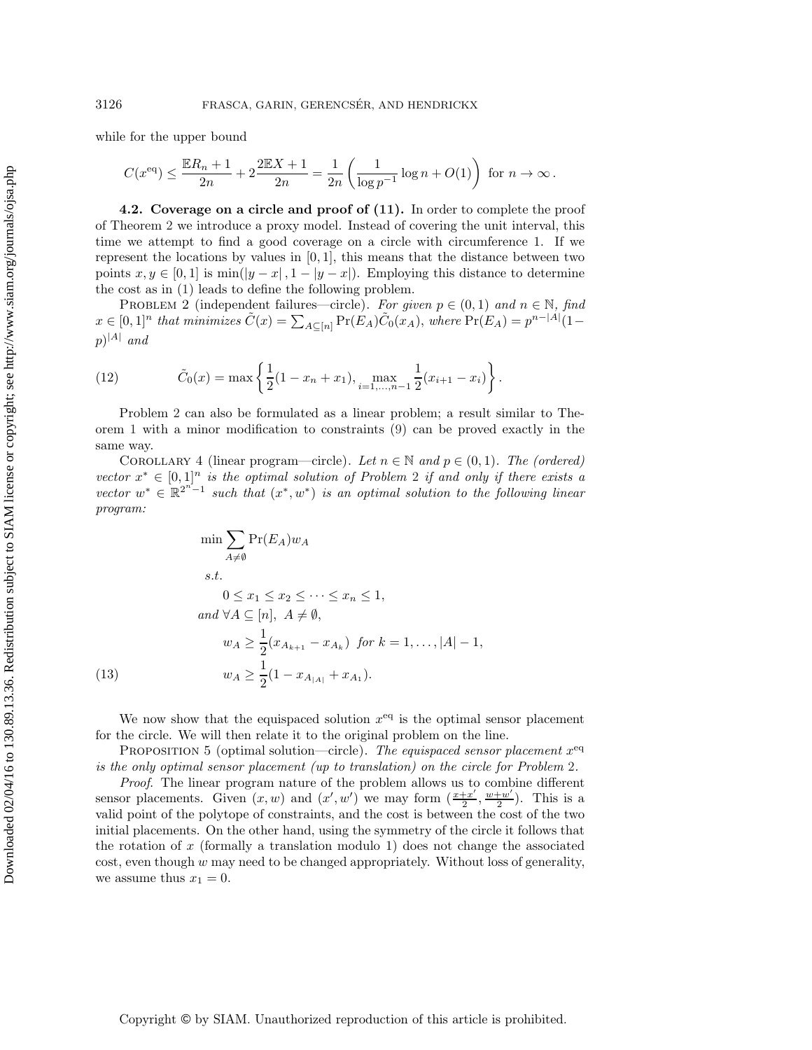while for the upper bound

$$C(x^{\text{eq}}) \leq \frac{\mathbb{E}R_n + 1}{2n} + 2\frac{2\mathbb{E}X + 1}{2n} = \frac{1}{2n}\left(\frac{1}{\log p^{-1}}\log n + O(1)\right) \text{ for } n \to \infty\,.$$

**4.2. Coverage on a circle and proof of (11).** In order to complete the proof of Theorem 2 we introduce a proxy model. Instead of covering the unit interval, this time we attempt to find a good coverage on a circle with circumference 1. If we represent the locations by values in $[0, 1]$, this means that the distance between two points $x, y \in [0, 1]$ is $\min(|y - x|, 1 - |y - x|)$. Employing this distance to determine the cost as in (1) leads to define the following problem.

PROBLEM 2 (independent failures—circle). *For given $p \in (0, 1)$ and $n \in \mathbb{N}$, find $x \in [0, 1]^n$ that minimizes $\tilde{C}(x) = \sum_{A \subseteq [n]} \Pr(E_A)\tilde{C}_0(x_A)$, where $\Pr(E_A) = p^{n-|A|}(1-p)^{|A|}$ and*

$$\tilde{C}_0(x) = \max\left\{\frac{1}{2}(1 - x_n + x_1), \max_{i=1,\ldots,n-1} \frac{1}{2}(x_{i+1} - x_i)\right\}. \tag{12}$$

Problem 2 can also be formulated as a linear problem; a result similar to Theorem 1 with a minor modification to constraints (9) can be proved exactly in the same way.

COROLLARY 4 (linear program—circle). *Let $n \in \mathbb{N}$ and $p \in (0, 1)$. The (ordered) vector $x^* \in [0, 1]^n$ is the optimal solution of Problem 2 if and only if there exists a vector $w^* \in \mathbb{R}^{2^n-1}$ such that $(x^*, w^*)$ is an optimal solution to the following linear program:*

$$\begin{aligned}
&\min \sum_{A \neq \emptyset} \Pr(E_A) w_A \\
&\quad s.t. \\
&\qquad 0 \leq x_1 \leq x_2 \leq \cdots \leq x_n \leq 1, \\
&\quad and\ \forall A \subseteq [n],\ A \neq \emptyset, \\
&\qquad w_A \geq \frac{1}{2}(x_{A_{k+1}} - x_{A_k}) \ \ for\ k = 1, \ldots, |A| - 1, \\
&\qquad w_A \geq \frac{1}{2}(1 - x_{A_{|A|}} + x_{A_1}).
\end{aligned} \tag{13}$$

We now show that the equispaced solution $x^{\text{eq}}$ is the optimal sensor placement for the circle. We will then relate it to the original problem on the line.

PROPOSITION 5 (optimal solution—circle). *The equispaced sensor placement $x^{\text{eq}}$ is the only optimal sensor placement (up to translation) on the circle for Problem 2.*

*Proof.* The linear program nature of the problem allows us to combine different sensor placements. Given $(x, w)$ and $(x', w')$ we may form $(\frac{x+x'}{2}, \frac{w+w'}{2})$. This is a valid point of the polytope of constraints, and the cost is between the cost of the two initial placements. On the other hand, using the symmetry of the circle it follows that the rotation of $x$ (formally a translation modulo 1) does not change the associated cost, even though $w$ may need to be changed appropriately. Without loss of generality, we assume thus $x_1 = 0$.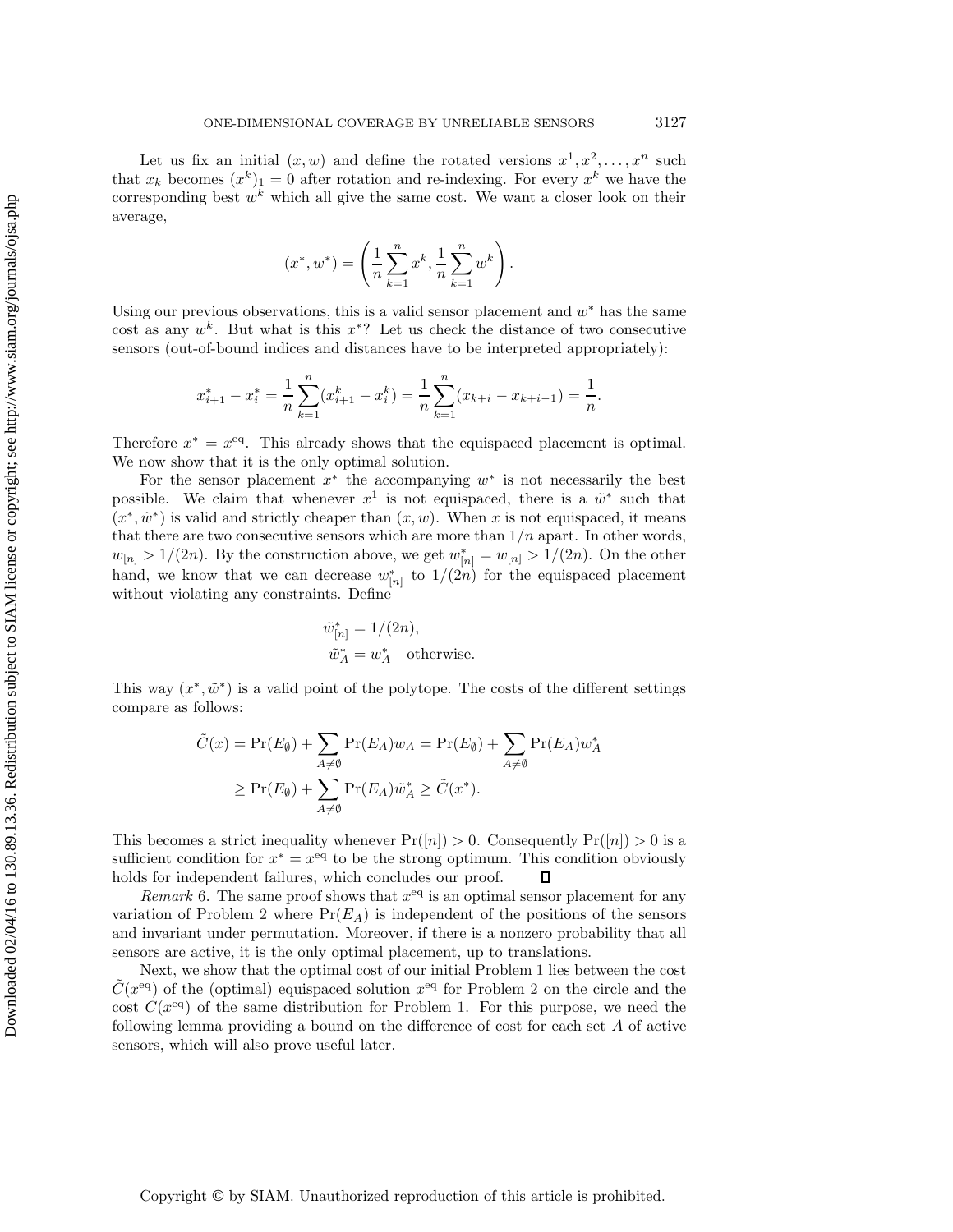Let us fix an initial $(x, w)$ and define the rotated versions $x^1, x^2, \ldots, x^n$ such that $x_k$ becomes $(x^k)_1 = 0$ after rotation and re-indexing. For every $x^k$ we have the corresponding best $w^k$ which all give the same cost. We want a closer look on their average,

$$(x^*, w^*) = \left( \frac{1}{n} \sum_{k=1}^{n} x^k, \frac{1}{n} \sum_{k=1}^{n} w^k \right).$$

Using our previous observations, this is a valid sensor placement and $w^*$ has the same cost as any $w^k$. But what is this $x^*$? Let us check the distance of two consecutive sensors (out-of-bound indices and distances have to be interpreted appropriately):

$$x^*_{i+1} - x^*_i = \frac{1}{n} \sum_{k=1}^{n} (x^k_{i+1} - x^k_i) = \frac{1}{n} \sum_{k=1}^{n} (x_{k+i} - x_{k+i-1}) = \frac{1}{n}.$$

Therefore $x^* = x^{\mathrm{eq}}$. This already shows that the equispaced placement is optimal. We now show that it is the only optimal solution.

For the sensor placement $x^*$ the accompanying $w^*$ is not necessarily the best possible. We claim that whenever $x^1$ is not equispaced, there is a $\tilde{w}^*$ such that $(x^*, \tilde{w}^*)$ is valid and strictly cheaper than $(x, w)$. When $x$ is not equispaced, it means that there are two consecutive sensors which are more than $1/n$ apart. In other words, $w_{[n]} > 1/(2n)$. By the construction above, we get $w^*_{[n]} = w_{[n]} > 1/(2n)$. On the other hand, we know that we can decrease $w^*_{[n]}$ to $1/(2n)$ for the equispaced placement without violating any constraints. Define

$$\tilde{w}^*_{[n]} = 1/(2n),$$
$$\tilde{w}^*_A = w^*_A \quad \text{otherwise.}$$

This way $(x^*, \tilde{w}^*)$ is a valid point of the polytope. The costs of the different settings compare as follows:

$$\begin{aligned}
\tilde{C}(x) &= \Pr(E_\emptyset) + \sum_{A \neq \emptyset} \Pr(E_A) w_A = \Pr(E_\emptyset) + \sum_{A \neq \emptyset} \Pr(E_A) w^*_A \\
&\geq \Pr(E_\emptyset) + \sum_{A \neq \emptyset} \Pr(E_A) \tilde{w}^*_A \geq \tilde{C}(x^*).
\end{aligned}$$

This becomes a strict inequality whenever $\Pr([n]) > 0$. Consequently $\Pr([n]) > 0$ is a sufficient condition for $x^* = x^{\mathrm{eq}}$ to be the strong optimum. This condition obviously holds for independent failures, which concludes our proof. ∎

*Remark* 6. The same proof shows that $x^{\mathrm{eq}}$ is an optimal sensor placement for any variation of Problem 2 where $\Pr(E_A)$ is independent of the positions of the sensors and invariant under permutation. Moreover, if there is a nonzero probability that all sensors are active, it is the only optimal placement, up to translations.

Next, we show that the optimal cost of our initial Problem 1 lies between the cost $\tilde{C}(x^{\mathrm{eq}})$ of the (optimal) equispaced solution $x^{\mathrm{eq}}$ for Problem 2 on the circle and the cost $C(x^{\mathrm{eq}})$ of the same distribution for Problem 1. For this purpose, we need the following lemma providing a bound on the difference of cost for each set $A$ of active sensors, which will also prove useful later.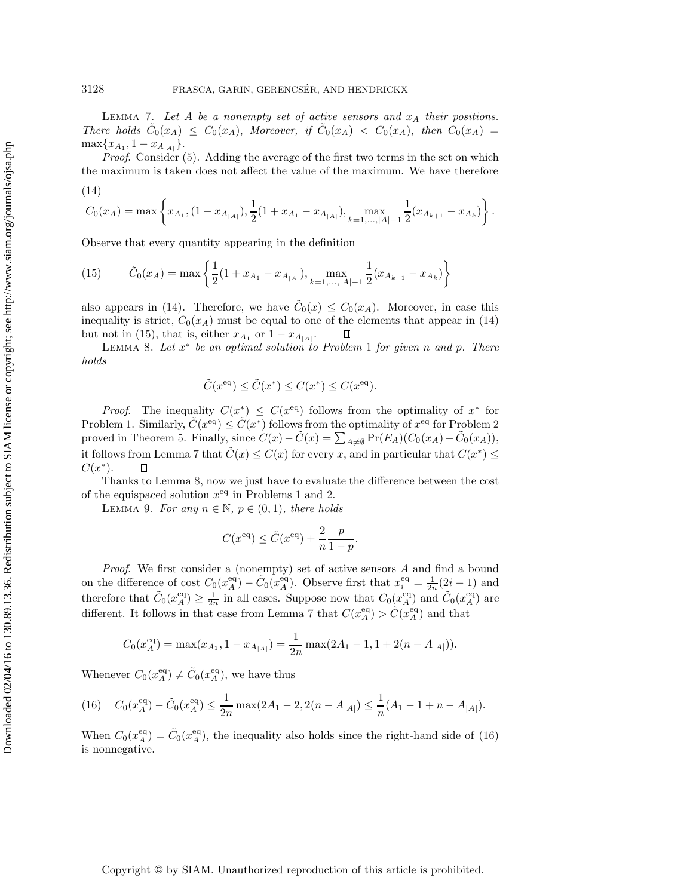LEMMA 7. *Let $A$ be a nonempty set of active sensors and $x_A$ their positions. There holds $\tilde{C}_0(x_A) \le C_0(x_A)$, Moreover, if $\tilde{C}_0(x_A) < C_0(x_A)$, then $C_0(x_A) = \max\{x_{A_1}, 1 - x_{A_{|A|}}\}$.*

*Proof.* Consider (5). Adding the average of the first two terms in the set on which the maximum is taken does not affect the value of the maximum. We have therefore

$$C_0(x_A) = \max\left\{x_{A_1}, (1 - x_{A_{|A|}}), \frac{1}{2}(1 + x_{A_1} - x_{A_{|A|}}), \max_{k=1,\ldots,|A|-1} \frac{1}{2}(x_{A_{k+1}} - x_{A_k})\right\}. \tag{14}$$

Observe that every quantity appearing in the definition

$$\tilde{C}_0(x_A) = \max\left\{\frac{1}{2}(1 + x_{A_1} - x_{A_{|A|}}), \max_{k=1,\ldots,|A|-1} \frac{1}{2}(x_{A_{k+1}} - x_{A_k})\right\} \tag{15}$$

also appears in (14). Therefore, we have $\tilde{C}_0(x) \le C_0(x_A)$. Moreover, in case this inequality is strict, $C_0(x_A)$ must be equal to one of the elements that appear in (14) but not in (15), that is, either $x_{A_1}$ or $1 - x_{A_{|A|}}$. ∎

LEMMA 8. *Let $x^*$ be an optimal solution to Problem 1 for given $n$ and $p$. There holds*

$$\tilde{C}(x^{\text{eq}}) \le \tilde{C}(x^*) \le C(x^*) \le C(x^{\text{eq}}).$$

*Proof.* The inequality $C(x^*) \le C(x^{\text{eq}})$ follows from the optimality of $x^*$ for Problem 1. Similarly, $\tilde{C}(x^{\text{eq}}) \le \tilde{C}(x^*)$ follows from the optimality of $x^{\text{eq}}$ for Problem 2 proved in Theorem 5. Finally, since $C(x) - \tilde{C}(x) = \sum_{A \neq \emptyset} \Pr(E_A)(C_0(x_A) - \tilde{C}_0(x_A))$, it follows from Lemma 7 that $\tilde{C}(x) \le C(x)$ for every $x$, and in particular that $C(x^*) \le C(x^*)$. ∎

Thanks to Lemma 8, now we just have to evaluate the difference between the cost of the equispaced solution $x^{\text{eq}}$ in Problems 1 and 2.

LEMMA 9. *For any $n \in \mathbb{N}$, $p \in (0, 1)$, there holds*

$$C(x^{\text{eq}}) \le \tilde{C}(x^{\text{eq}}) + \frac{2}{n}\frac{p}{1-p}.$$

*Proof.* We first consider a (nonempty) set of active sensors $A$ and find a bound on the difference of cost $C_0(x_A^{\text{eq}}) - \tilde{C}_0(x_A^{\text{eq}})$. Observe first that $x_i^{\text{eq}} = \frac{1}{2n}(2i-1)$ and therefore that $\tilde{C}_0(x_A^{\text{eq}}) \ge \frac{1}{2n}$ in all cases. Suppose now that $C_0(x_A^{\text{eq}})$ and $\tilde{C}_0(x_A^{\text{eq}})$ are different. It follows in that case from Lemma 7 that $C(x_A^{\text{eq}}) > \tilde{C}(x_A^{\text{eq}})$ and that

$$C_0(x_A^{\text{eq}}) = \max(x_{A_1}, 1 - x_{A_{|A|}}) = \frac{1}{2n}\max(2A_1 - 1, 1 + 2(n - A_{|A|})).$$

Whenever $C_0(x_A^{\text{eq}}) \neq \tilde{C}_0(x_A^{\text{eq}})$, we have thus

$$C_0(x_A^{\text{eq}}) - \tilde{C}_0(x_A^{\text{eq}}) \le \frac{1}{2n}\max(2A_1 - 2, 2(n - A_{|A|}) \le \frac{1}{n}(A_1 - 1 + n - A_{|A|}). \tag{16}$$

When $C_0(x_A^{\text{eq}}) = \tilde{C}_0(x_A^{\text{eq}})$, the inequality also holds since the right-hand side of (16) is nonnegative.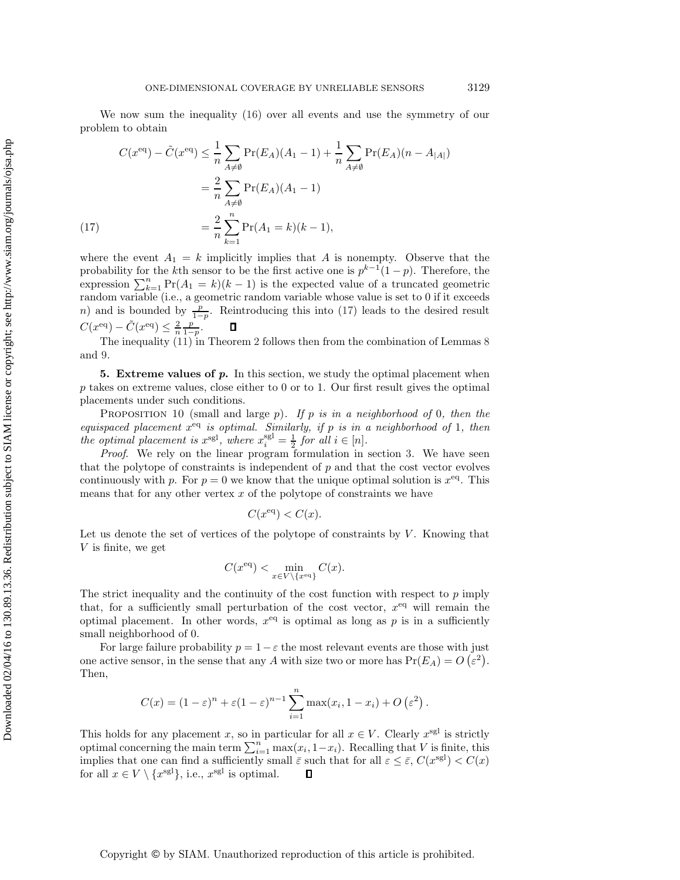We now sum the inequality (16) over all events and use the symmetry of our problem to obtain

$$
\begin{aligned}
C(x^{\mathrm{eq}}) - \tilde{C}(x^{\mathrm{eq}}) &\leq \frac{1}{n}\sum_{A\neq\emptyset}\Pr(E_A)(A_1-1) + \frac{1}{n}\sum_{A\neq\emptyset}\Pr(E_A)(n-A_{|A|}) \\
&= \frac{2}{n}\sum_{A\neq\emptyset}\Pr(E_A)(A_1-1) \\
&= \frac{2}{n}\sum_{k=1}^{n}\Pr(A_1=k)(k-1), \qquad (17)
\end{aligned}
$$

where the event $A_1 = k$ implicitly implies that $A$ is nonempty. Observe that the probability for the $k$th sensor to be the first active one is $p^{k-1}(1-p)$. Therefore, the expression $\sum_{k=1}^{n}\Pr(A_1 = k)(k-1)$ is the expected value of a truncated geometric random variable (i.e., a geometric random variable whose value is set to 0 if it exceeds $n$) and is bounded by $\frac{p}{1-p}$. Reintroducing this into (17) leads to the desired result $C(x^{\mathrm{eq}}) - \tilde{C}(x^{\mathrm{eq}}) \leq \frac{2}{n}\frac{p}{1-p}$. ∎

The inequality (11) in Theorem 2 follows then from the combination of Lemmas 8 and 9.

## 5. Extreme values of *p*.

In this section, we study the optimal placement when $p$ takes on extreme values, close either to 0 or to 1. Our first result gives the optimal placements under such conditions.

Proposition 10 (small and large $p$). *If $p$ is in a neighborhood of 0, then the equispaced placement $x^{\mathrm{eq}}$ is optimal. Similarly, if $p$ is in a neighborhood of 1, then the optimal placement is $x^{\mathrm{sgl}}$, where $x_i^{\mathrm{sgl}} = \frac{1}{2}$ for all $i \in [n]$.*

*Proof*. We rely on the linear program formulation in section 3. We have seen that the polytope of constraints is independent of $p$ and that the cost vector evolves continuously with $p$. For $p = 0$ we know that the unique optimal solution is $x^{\mathrm{eq}}$. This means that for any other vertex $x$ of the polytope of constraints we have

$$
C(x^{\mathrm{eq}}) < C(x).
$$

Let us denote the set of vertices of the polytope of constraints by $V$. Knowing that $V$ is finite, we get

$$
C(x^{\mathrm{eq}}) < \min_{x\in V\setminus\{x^{\mathrm{eq}}\}} C(x).
$$

The strict inequality and the continuity of the cost function with respect to $p$ imply that, for a sufficiently small perturbation of the cost vector, $x^{\mathrm{eq}}$ will remain the optimal placement. In other words, $x^{\mathrm{eq}}$ is optimal as long as $p$ is in a sufficiently small neighborhood of 0.

For large failure probability $p = 1-\varepsilon$ the most relevant events are those with just one active sensor, in the sense that any $A$ with size two or more has $\Pr(E_A) = O\left(\varepsilon^2\right)$. Then,

$$
C(x) = (1-\varepsilon)^n + \varepsilon(1-\varepsilon)^{n-1}\sum_{i=1}^{n}\max(x_i, 1-x_i) + O\left(\varepsilon^2\right).
$$

This holds for any placement $x$, so in particular for all $x \in V$. Clearly $x^{\mathrm{sgl}}$ is strictly optimal concerning the main term $\sum_{i=1}^{n}\max(x_i, 1-x_i)$. Recalling that $V$ is finite, this implies that one can find a sufficiently small $\bar{\varepsilon}$ such that for all $\varepsilon \leq \bar{\varepsilon}$, $C(x^{\mathrm{sgl}}) < C(x)$ for all $x \in V \setminus \{x^{\mathrm{sgl}}\}$, i.e., $x^{\mathrm{sgl}}$ is optimal. ∎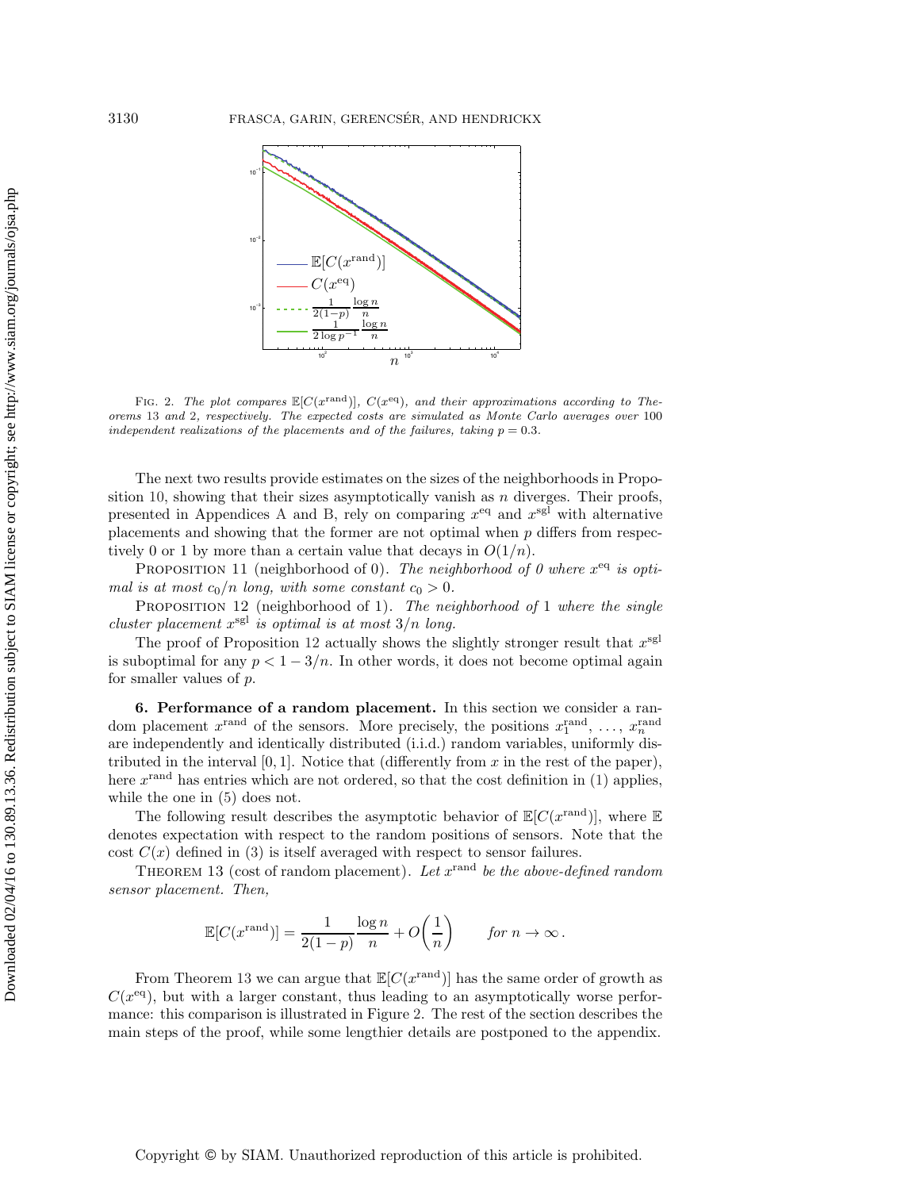FIG. 2. *The plot compares $\mathbb{E}[C(x^{\text{rand}})]$, $C(x^{\text{eq}})$, and their approximations according to Theorems 13 and 2, respectively. The expected costs are simulated as Monte Carlo averages over 100 independent realizations of the placements and of the failures, taking $p = 0.3$.*

The next two results provide estimates on the sizes of the neighborhoods in Proposition 10, showing that their sizes asymptotically vanish as $n$ diverges. Their proofs, presented in Appendices A and B, rely on comparing $x^{\text{eq}}$ and $x^{\text{sgl}}$ with alternative placements and showing that the former are not optimal when $p$ differs from respectively 0 or 1 by more than a certain value that decays in $O(1/n)$.

PROPOSITION 11 (neighborhood of 0). *The neighborhood of 0 where $x^{\text{eq}}$ is optimal is at most $c_0/n$ long, with some constant $c_0 > 0$.*

PROPOSITION 12 (neighborhood of 1). *The neighborhood of 1 where the single cluster placement $x^{\text{sgl}}$ is optimal is at most $3/n$ long.*

The proof of Proposition 12 actually shows the slightly stronger result that $x^{\text{sgl}}$ is suboptimal for any $p < 1 - 3/n$. In other words, it does not become optimal again for smaller values of $p$.

**6. Performance of a random placement.** In this section we consider a random placement $x^{\text{rand}}$ of the sensors. More precisely, the positions $x_1^{\text{rand}}, \ldots, x_n^{\text{rand}}$ are independently and identically distributed (i.i.d.) random variables, uniformly distributed in the interval $[0, 1]$. Notice that (differently from $x$ in the rest of the paper), here $x^{\text{rand}}$ has entries which are not ordered, so that the cost definition in (1) applies, while the one in (5) does not.

The following result describes the asymptotic behavior of $\mathbb{E}[C(x^{\text{rand}})]$, where $\mathbb{E}$ denotes expectation with respect to the random positions of sensors. Note that the cost $C(x)$ defined in (3) is itself averaged with respect to sensor failures.

THEOREM 13 (cost of random placement). *Let $x^{\text{rand}}$ be the above-defined random sensor placement. Then,*

$$\mathbb{E}[C(x^{\text{rand}})] = \frac{1}{2(1-p)} \frac{\log n}{n} + O\left(\frac{1}{n}\right) \qquad \textit{for } n \to \infty\,.$$

From Theorem 13 we can argue that $\mathbb{E}[C(x^{\text{rand}})]$ has the same order of growth as $C(x^{\text{eq}})$, but with a larger constant, thus leading to an asymptotically worse performance: this comparison is illustrated in Figure 2. The rest of the section describes the main steps of the proof, while some lengthier details are postponed to the appendix.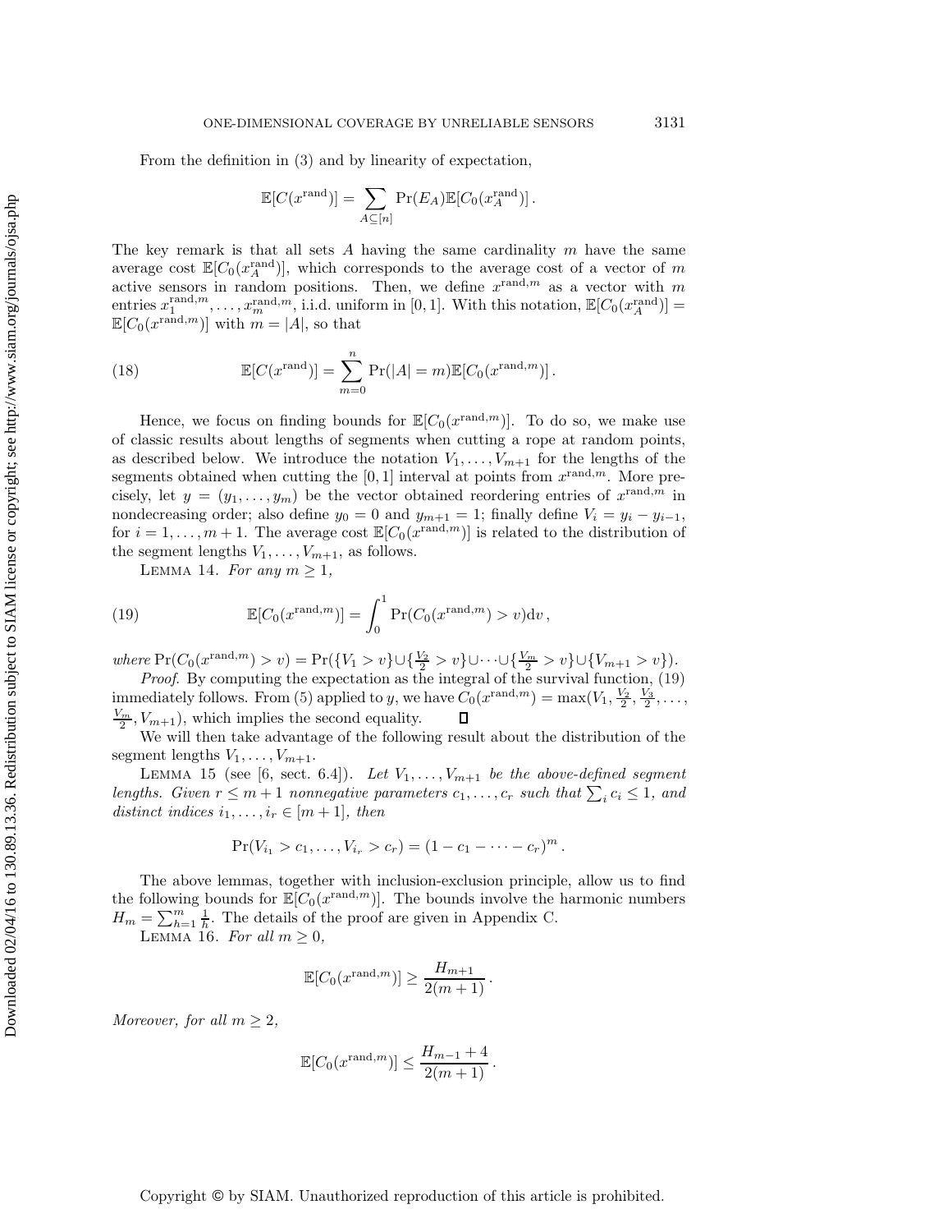From the definition in (3) and by linearity of expectation,

$$\mathbb{E}[C(x^{\text{rand}})] = \sum_{A \subseteq [n]} \Pr(E_A) \mathbb{E}[C_0(x_A^{\text{rand}})] \,.$$

The key remark is that all sets $A$ having the same cardinality $m$ have the same average cost $\mathbb{E}[C_0(x_A^{\text{rand}})]$, which corresponds to the average cost of a vector of $m$ active sensors in random positions. Then, we define $x^{\text{rand},m}$ as a vector with $m$ entries $x_1^{\text{rand},m}, \ldots, x_m^{\text{rand},m}$, i.i.d. uniform in $[0,1]$. With this notation, $\mathbb{E}[C_0(x_A^{\text{rand}})] = \mathbb{E}[C_0(x^{\text{rand},m})]$ with $m = |A|$, so that

$$\mathbb{E}[C(x^{\text{rand}})] = \sum_{m=0}^{n} \Pr(|A| = m) \mathbb{E}[C_0(x^{\text{rand},m})] \,. \tag{18}$$

Hence, we focus on finding bounds for $\mathbb{E}[C_0(x^{\text{rand},m})]$. To do so, we make use of classic results about lengths of segments when cutting a rope at random points, as described below. We introduce the notation $V_1, \ldots, V_{m+1}$ for the lengths of the segments obtained when cutting the $[0,1]$ interval at points from $x^{\text{rand},m}$. More precisely, let $y = (y_1, \ldots, y_m)$ be the vector obtained reordering entries of $x^{\text{rand},m}$ in nondecreasing order; also define $y_0 = 0$ and $y_{m+1} = 1$; finally define $V_i = y_i - y_{i-1}$, for $i = 1, \ldots, m+1$. The average cost $\mathbb{E}[C_0(x^{\text{rand},m})]$ is related to the distribution of the segment lengths $V_1, \ldots, V_{m+1}$, as follows.

Lemma 14. *For any $m \geq 1$,*

$$\mathbb{E}[C_0(x^{\text{rand},m})] = \int_0^1 \Pr(C_0(x^{\text{rand},m}) > v) \mathrm{d}v \,, \tag{19}$$

*where* $\Pr(C_0(x^{\text{rand},m}) > v) = \Pr(\{V_1 > v\} \cup \{\frac{V_2}{2} > v\} \cup \cdots \cup \{\frac{V_m}{2} > v\} \cup \{V_{m+1} > v\})$.

*Proof*. By computing the expectation as the integral of the survival function, (19) immediately follows. From (5) applied to $y$, we have $C_0(x^{\text{rand},m}) = \max(V_1, \frac{V_2}{2}, \frac{V_3}{2}, \ldots, \frac{V_m}{2}, V_{m+1})$, which implies the second equality. ∎

We will then take advantage of the following result about the distribution of the segment lengths $V_1, \ldots, V_{m+1}$.

Lemma 15 (see [6, sect. 6.4]). *Let $V_1, \ldots, V_{m+1}$ be the above-defined segment lengths. Given $r \leq m+1$ nonnegative parameters $c_1, \ldots, c_r$ such that $\sum_i c_i \leq 1$, and distinct indices $i_1, \ldots, i_r \in [m+1]$, then*

$$\Pr(V_{i_1} > c_1, \ldots, V_{i_r} > c_r) = (1 - c_1 - \cdots - c_r)^m \,.$$

The above lemmas, together with inclusion-exclusion principle, allow us to find the following bounds for $\mathbb{E}[C_0(x^{\text{rand},m})]$. The bounds involve the harmonic numbers $H_m = \sum_{h=1}^{m} \frac{1}{h}$. The details of the proof are given in Appendix C.

Lemma 16. *For all $m \geq 0$,*

$$\mathbb{E}[C_0(x^{\text{rand},m})] \geq \frac{H_{m+1}}{2(m+1)} \,.$$

*Moreover, for all $m \geq 2$,*

$$\mathbb{E}[C_0(x^{\text{rand},m})] \leq \frac{H_{m-1} + 4}{2(m+1)} \,.$$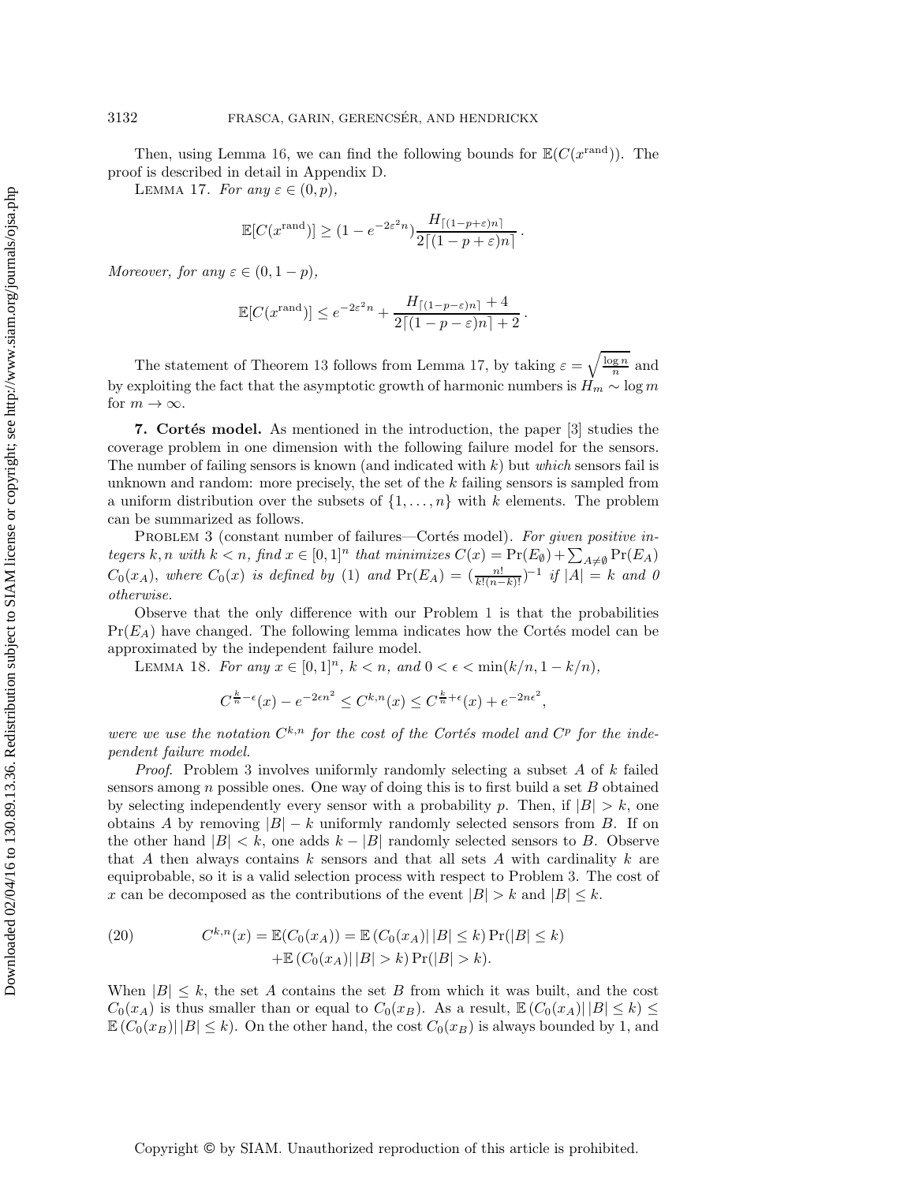Then, using Lemma 16, we can find the following bounds for $\mathbb{E}(C(x^{\text{rand}}))$. The proof is described in detail in Appendix D.

Lemma 17. *For any $\varepsilon \in (0, p)$,*

$$\mathbb{E}[C(x^{\text{rand}})] \geq (1 - e^{-2\varepsilon^2 n}) \frac{H_{\lceil (1-p+\varepsilon)n \rceil}}{2\lceil (1-p+\varepsilon)n \rceil}.$$

*Moreover, for any $\varepsilon \in (0, 1-p)$,*

$$\mathbb{E}[C(x^{\text{rand}})] \leq e^{-2\varepsilon^2 n} + \frac{H_{\lceil (1-p-\varepsilon)n \rceil} + 4}{2\lceil (1-p-\varepsilon)n \rceil + 2}.$$

The statement of Theorem 13 follows from Lemma 17, by taking $\varepsilon = \sqrt{\frac{\log n}{n}}$ and by exploiting the fact that the asymptotic growth of harmonic numbers is $H_m \sim \log m$ for $m \to \infty$.

## 7. Cortés model.

As mentioned in the introduction, the paper [3] studies the coverage problem in one dimension with the following failure model for the sensors. The number of failing sensors is known (and indicated with $k$) but *which* sensors fail is unknown and random: more precisely, the set of the $k$ failing sensors is sampled from a uniform distribution over the subsets of $\{1, \dots, n\}$ with $k$ elements. The problem can be summarized as follows.

Problem 3 (constant number of failures—Cortés model). *For given positive integers $k, n$ with $k < n$, find $x \in [0,1]^n$ that minimizes $C(x) = \Pr(E_\emptyset) + \sum_{A \neq \emptyset} \Pr(E_A)$ $C_0(x_A)$, where $C_0(x)$ is defined by* (1) *and $\Pr(E_A) = (\frac{n!}{k!(n-k)!})^{-1}$ if $|A| = k$ and 0 otherwise.*

Observe that the only difference with our Problem 1 is that the probabilities $\Pr(E_A)$ have changed. The following lemma indicates how the Cortés model can be approximated by the independent failure model.

Lemma 18. *For any $x \in [0,1]^n$, $k < n$, and $0 < \epsilon < \min(k/n, 1-k/n)$,*

$$C^{\frac{k}{n}-\epsilon}(x) - e^{-2\epsilon n^2} \leq C^{k,n}(x) \leq C^{\frac{k}{n}+\epsilon}(x) + e^{-2n\epsilon^2},$$

*were we use the notation $C^{k,n}$ for the cost of the Cortés model and $C^p$ for the independent failure model.*

*Proof.* Problem 3 involves uniformly randomly selecting a subset $A$ of $k$ failed sensors among $n$ possible ones. One way of doing this is to first build a set $B$ obtained by selecting independently every sensor with a probability $p$. Then, if $|B| > k$, one obtains $A$ by removing $|B| - k$ uniformly randomly selected sensors from $B$. If on the other hand $|B| < k$, one adds $k - |B|$ randomly selected sensors to $B$. Observe that $A$ then always contains $k$ sensors and that all sets $A$ with cardinality $k$ are equiprobable, so it is a valid selection process with respect to Problem 3. The cost of $x$ can be decomposed as the contributions of the event $|B| > k$ and $|B| \leq k$.

$$\begin{aligned} C^{k,n}(x) = \mathbb{E}(C_0(x_A)) = \mathbb{E}\left(C_0(x_A) \middle| |B| \leq k\right) \Pr(|B| \leq k) \\ + \mathbb{E}\left(C_0(x_A) \middle| |B| > k\right) \Pr(|B| > k). \end{aligned} \tag{20}$$

When $|B| \leq k$, the set $A$ contains the set $B$ from which it was built, and the cost $C_0(x_A)$ is thus smaller than or equal to $C_0(x_B)$. As a result, $\mathbb{E}\left(C_0(x_A) \middle| |B| \leq k\right) \leq \mathbb{E}\left(C_0(x_B) \middle| |B| \leq k\right)$. On the other hand, the cost $C_0(x_B)$ is always bounded by 1, and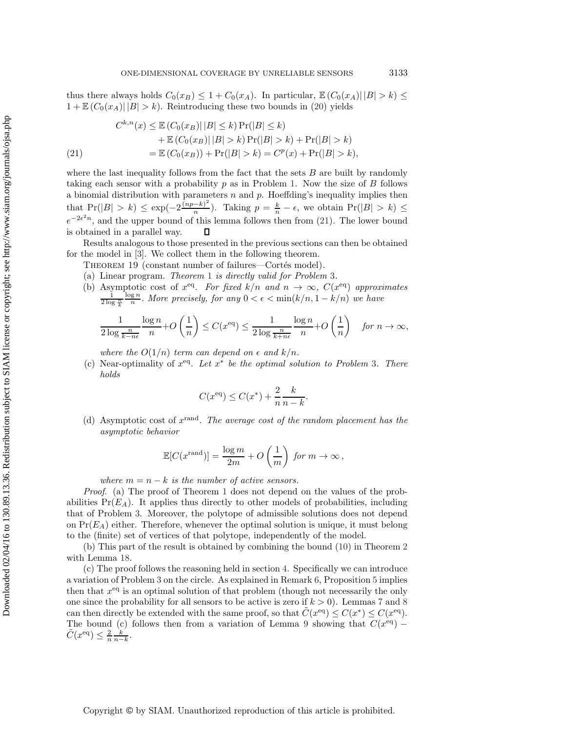thus there always holds $C_0(x_B) \leq 1 + C_0(x_A)$. In particular, $\mathbb{E}\left(C_0(x_A)\,|\,|B| > k\right) \leq 1 + \mathbb{E}\left(C_0(x_A)\,|\,|B| > k\right)$. Reintroducing these two bounds in (20) yields

$$
\begin{aligned}
C^{k,n}(x) &\leq \mathbb{E}\left(C_0(x_B)\,|\,|B| \leq k\right)\Pr(|B| \leq k) \\
&\quad + \mathbb{E}\left(C_0(x_B)\,|\,|B| > k\right)\Pr(|B| > k) + \Pr(|B| > k) \\
&= \mathbb{E}\left(C_0(x_B)\right) + \Pr(|B| > k) = C^p(x) + \Pr(|B| > k),
\end{aligned} \tag{21}
$$

where the last inequality follows from the fact that the sets $B$ are built by randomly taking each sensor with a probability $p$ as in Problem 1. Now the size of $B$ follows a binomial distribution with parameters $n$ and $p$. Hoeffding's inequality implies then that $\Pr(|B| > k) \leq \exp(-2\frac{(np-k)^2}{n})$. Taking $p = \frac{k}{n} - \epsilon$, we obtain $\Pr(|B| > k) \leq e^{-2\epsilon^2 n}$, and the upper bound of this lemma follows then from (21). The lower bound is obtained in a parallel way. $\square$

Results analogous to those presented in the previous sections can then be obtained for the model in [3]. We collect them in the following theorem.

THEOREM 19 (constant number of failures—Cortés model).

(a) Linear program. *Theorem* 1 *is directly valid for Problem* 3.

(b) Asymptotic cost of $x^{\text{eq}}$. *For fixed $k/n$ and $n \to \infty$, $C(x^{\text{eq}})$ approximates* $\frac{1}{2\log\frac{n}{k}}\frac{\log n}{n}$. *More precisely, for any $0 < \epsilon < \min(k/n, 1-k/n)$ we have*

$$
\frac{1}{2\log\frac{n}{k-n\epsilon}}\frac{\log n}{n} + O\left(\frac{1}{n}\right) \leq C(x^{\text{eq}}) \leq \frac{1}{2\log\frac{n}{k+n\epsilon}}\frac{\log n}{n} + O\left(\frac{1}{n}\right) \quad \text{for } n \to \infty,
$$

*where the $O(1/n)$ term can depend on $\epsilon$ and $k/n$.*

(c) Near-optimality of $x^{\text{eq}}$. *Let $x^*$ be the optimal solution to Problem* 3. *There holds*

$$
C(x^{\text{eq}}) \leq C(x^*) + \frac{2}{n}\frac{k}{n-k}.
$$

(d) Asymptotic cost of $x^{\text{rand}}$. *The average cost of the random placement has the asymptotic behavior*

$$
\mathbb{E}[C(x^{\text{rand}})] = \frac{\log m}{2m} + O\left(\frac{1}{m}\right) \text{ for } m \to \infty\,,
$$

*where $m = n-k$ is the number of active sensors.*

*Proof*. (a) The proof of Theorem 1 does not depend on the values of the probabilities $\Pr(E_A)$. It applies thus directly to other models of probabilities, including that of Problem 3. Moreover, the polytope of admissible solutions does not depend on $\Pr(E_A)$ either. Therefore, whenever the optimal solution is unique, it must belong to the (finite) set of vertices of that polytope, independently of the model.

(b) This part of the result is obtained by combining the bound (10) in Theorem 2 with Lemma 18.

(c) The proof follows the reasoning held in section 4. Specifically we can introduce a variation of Problem 3 on the circle. As explained in Remark 6, Proposition 5 implies then that $x^{\text{eq}}$ is an optimal solution of that problem (though not necessarily the only one since the probability for all sensors to be active is zero if $k > 0$). Lemmas 7 and 8 can then directly be extended with the same proof, so that $\tilde{C}(x^{\text{eq}}) \leq C(x^*) \leq C(x^{\text{eq}})$. The bound (c) follows then from a variation of Lemma 9 showing that $C(x^{\text{eq}}) - \tilde{C}(x^{\text{eq}}) \leq \frac{2}{n}\frac{k}{n-k}$.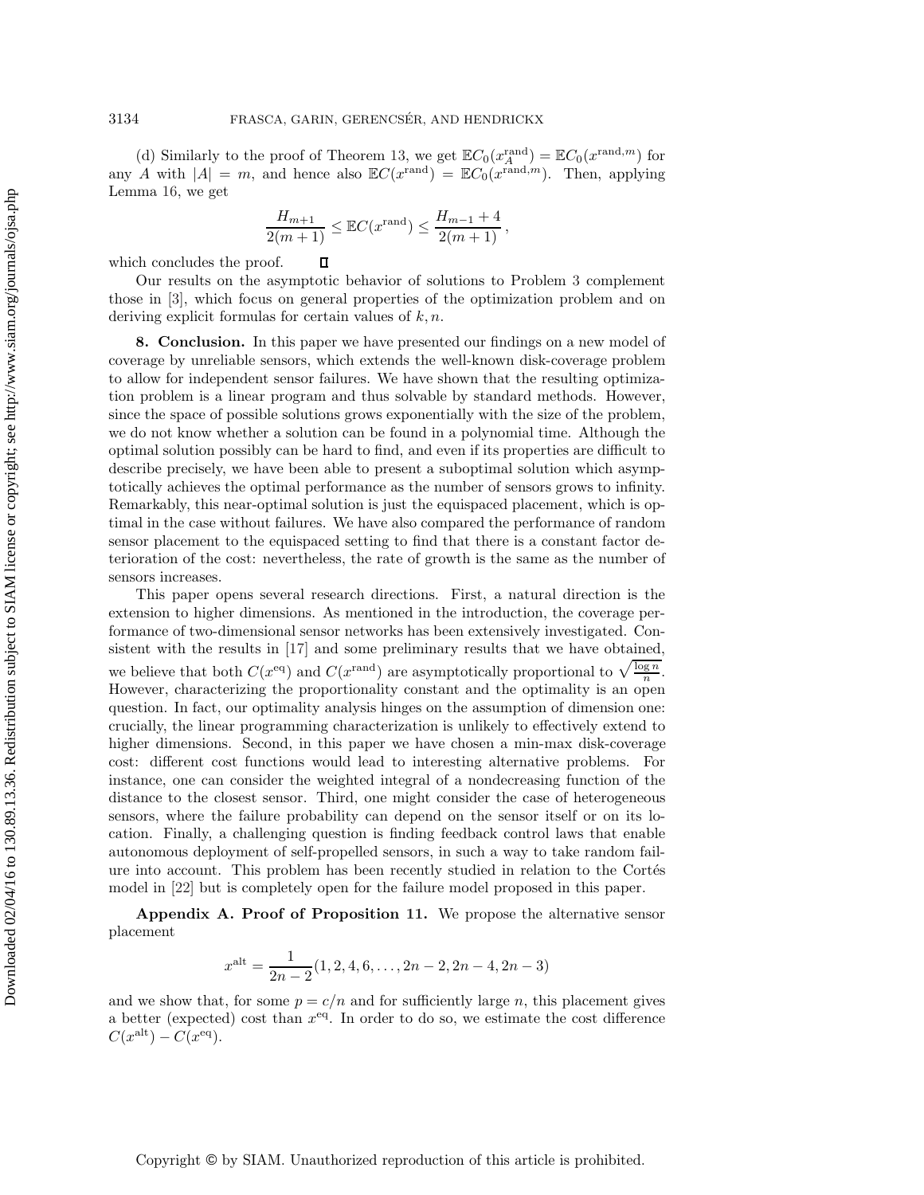(d) Similarly to the proof of Theorem 13, we get $\mathbb{E}C_0(x_A^{\text{rand}}) = \mathbb{E}C_0(x^{\text{rand},m})$ for any $A$ with $|A| = m$, and hence also $\mathbb{E}C(x^{\text{rand}}) = \mathbb{E}C_0(x^{\text{rand},m})$. Then, applying Lemma 16, we get

$$\frac{H_{m+1}}{2(m+1)} \leq \mathbb{E}C(x^{\text{rand}}) \leq \frac{H_{m-1}+4}{2(m+1)}\,,$$

which concludes the proof. ∎

Our results on the asymptotic behavior of solutions to Problem 3 complement those in [3], which focus on general properties of the optimization problem and on deriving explicit formulas for certain values of $k, n$.

**8. Conclusion.** In this paper we have presented our findings on a new model of coverage by unreliable sensors, which extends the well-known disk-coverage problem to allow for independent sensor failures. We have shown that the resulting optimization problem is a linear program and thus solvable by standard methods. However, since the space of possible solutions grows exponentially with the size of the problem, we do not know whether a solution can be found in a polynomial time. Although the optimal solution possibly can be hard to find, and even if its properties are difficult to describe precisely, we have been able to present a suboptimal solution which asymptotically achieves the optimal performance as the number of sensors grows to infinity. Remarkably, this near-optimal solution is just the equispaced placement, which is optimal in the case without failures. We have also compared the performance of random sensor placement to the equispaced setting to find that there is a constant factor deterioration of the cost: nevertheless, the rate of growth is the same as the number of sensors increases.

This paper opens several research directions. First, a natural direction is the extension to higher dimensions. As mentioned in the introduction, the coverage performance of two-dimensional sensor networks has been extensively investigated. Consistent with the results in [17] and some preliminary results that we have obtained, we believe that both $C(x^{\text{eq}})$ and $C(x^{\text{rand}})$ are asymptotically proportional to $\sqrt{\frac{\log n}{n}}$. However, characterizing the proportionality constant and the optimality is an open question. In fact, our optimality analysis hinges on the assumption of dimension one: crucially, the linear programming characterization is unlikely to effectively extend to higher dimensions. Second, in this paper we have chosen a min-max disk-coverage cost: different cost functions would lead to interesting alternative problems. For instance, one can consider the weighted integral of a nondecreasing function of the distance to the closest sensor. Third, one might consider the case of heterogeneous sensors, where the failure probability can depend on the sensor itself or on its location. Finally, a challenging question is finding feedback control laws that enable autonomous deployment of self-propelled sensors, in such a way to take random failure into account. This problem has been recently studied in relation to the Cortés model in [22] but is completely open for the failure model proposed in this paper.

**Appendix A. Proof of Proposition 11.** We propose the alternative sensor placement

$$x^{\text{alt}} = \frac{1}{2n-2}(1, 2, 4, 6, \ldots, 2n-2, 2n-4, 2n-3)$$

and we show that, for some $p = c/n$ and for sufficiently large $n$, this placement gives a better (expected) cost than $x^{\text{eq}}$. In order to do so, we estimate the cost difference $C(x^{\text{alt}}) - C(x^{\text{eq}})$.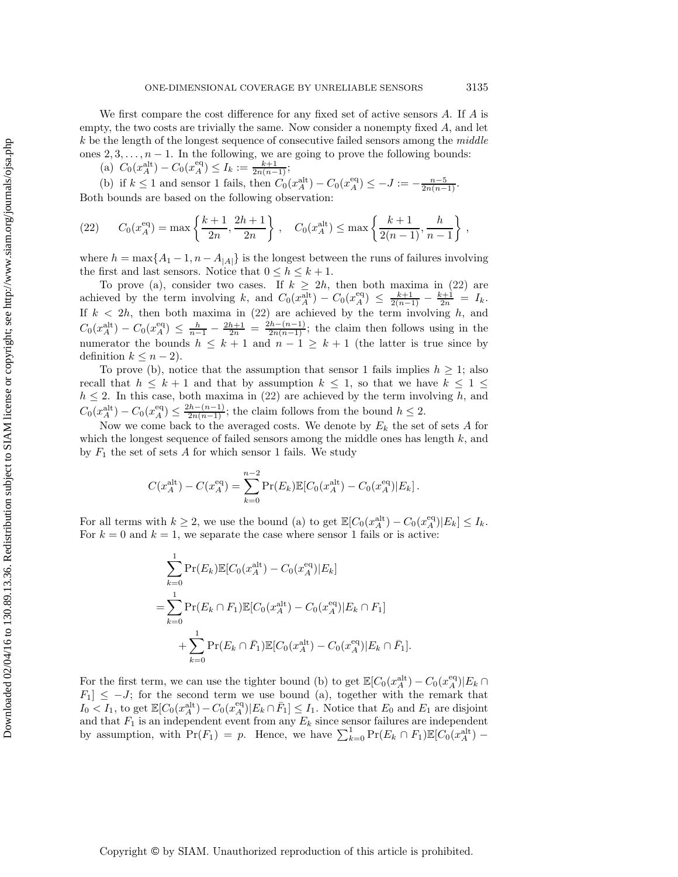We first compare the cost difference for any fixed set of active sensors $A$. If $A$ is empty, the two costs are trivially the same. Now consider a nonempty fixed $A$, and let $k$ be the length of the longest sequence of consecutive failed sensors among the *middle* ones $2, 3, \dots, n-1$. In the following, we are going to prove the following bounds:

(a) $C_0(x_A^{\mathrm{alt}}) - C_0(x_A^{\mathrm{eq}}) \le I_k := \frac{k+1}{2n(n-1)}$;

(b) if $k \le 1$ and sensor 1 fails, then $C_0(x_A^{\mathrm{alt}}) - C_0(x_A^{\mathrm{eq}}) \le -J := -\frac{n-5}{2n(n-1)}$.

Both bounds are based on the following observation:

$$(22) \qquad C_0(x_A^{\mathrm{eq}}) = \max\left\{\frac{k+1}{2n}, \frac{2h+1}{2n}\right\}, \quad C_0(x_A^{\mathrm{alt}}) \le \max\left\{\frac{k+1}{2(n-1)}, \frac{h}{n-1}\right\},$$

where $h = \max\{A_1 - 1, n - A_{|A|}\}$ is the longest between the runs of failures involving the first and last sensors. Notice that $0 \le h \le k+1$.

To prove (a), consider two cases. If $k \ge 2h$, then both maxima in (22) are achieved by the term involving $k$, and $C_0(x_A^{\mathrm{alt}}) - C_0(x_A^{\mathrm{eq}}) \le \frac{k+1}{2(n-1)} - \frac{k+1}{2n} = I_k$. If $k < 2h$, then both maxima in (22) are achieved by the term involving $h$, and $C_0(x_A^{\mathrm{alt}}) - C_0(x_A^{\mathrm{eq}}) \le \frac{h}{n-1} - \frac{2h+1}{2n} = \frac{2h-(n-1)}{2n(n-1)}$; the claim then follows using in the numerator the bounds $h \le k+1$ and $n-1 \ge k+1$ (the latter is true since by definition $k \le n-2$).

To prove (b), notice that the assumption that sensor 1 fails implies $h \ge 1$; also recall that $h \le k+1$ and that by assumption $k \le 1$, so that we have $k \le 1 \le h \le 2$. In this case, both maxima in (22) are achieved by the term involving $h$, and $C_0(x_A^{\mathrm{alt}}) - C_0(x_A^{\mathrm{eq}}) \le \frac{2h-(n-1)}{2n(n-1)}$; the claim follows from the bound $h \le 2$.

Now we come back to the averaged costs. We denote by $E_k$ the set of sets $A$ for which the longest sequence of failed sensors among the middle ones has length $k$, and by $F_1$ the set of sets $A$ for which sensor 1 fails. We study

$$C(x_A^{\mathrm{alt}}) - C(x_A^{\mathrm{eq}}) = \sum_{k=0}^{n-2} \Pr(E_k)\mathbb{E}[C_0(x_A^{\mathrm{alt}}) - C_0(x_A^{\mathrm{eq}})|E_k].$$

For all terms with $k \ge 2$, we use the bound (a) to get $\mathbb{E}[C_0(x_A^{\mathrm{alt}}) - C_0(x_A^{\mathrm{eq}})|E_k] \le I_k$. For $k = 0$ and $k = 1$, we separate the case where sensor 1 fails or is active:

$$\begin{aligned}
&\sum_{k=0}^{1} \Pr(E_k)\mathbb{E}[C_0(x_A^{\mathrm{alt}}) - C_0(x_A^{\mathrm{eq}})|E_k] \\
=&\sum_{k=0}^{1} \Pr(E_k \cap F_1)\mathbb{E}[C_0(x_A^{\mathrm{alt}}) - C_0(x_A^{\mathrm{eq}})|E_k \cap F_1] \\
&\quad + \sum_{k=0}^{1} \Pr(E_k \cap \bar{F}_1)\mathbb{E}[C_0(x_A^{\mathrm{alt}}) - C_0(x_A^{\mathrm{eq}})|E_k \cap \bar{F}_1].
\end{aligned}$$

For the first term, we can use the tighter bound (b) to get $\mathbb{E}[C_0(x_A^{\mathrm{alt}}) - C_0(x_A^{\mathrm{eq}})|E_k \cap F_1] \le -J$; for the second term we use bound (a), together with the remark that $I_0 < I_1$, to get $\mathbb{E}[C_0(x_A^{\mathrm{alt}}) - C_0(x_A^{\mathrm{eq}})|E_k \cap \bar{F}_1] \le I_1$. Notice that $E_0$ and $E_1$ are disjoint and that $F_1$ is an independent event from any $E_k$ since sensor failures are independent by assumption, with $\Pr(F_1) = p$. Hence, we have $\sum_{k=0}^{1} \Pr(E_k \cap F_1)\mathbb{E}[C_0(x_A^{\mathrm{alt}}) -$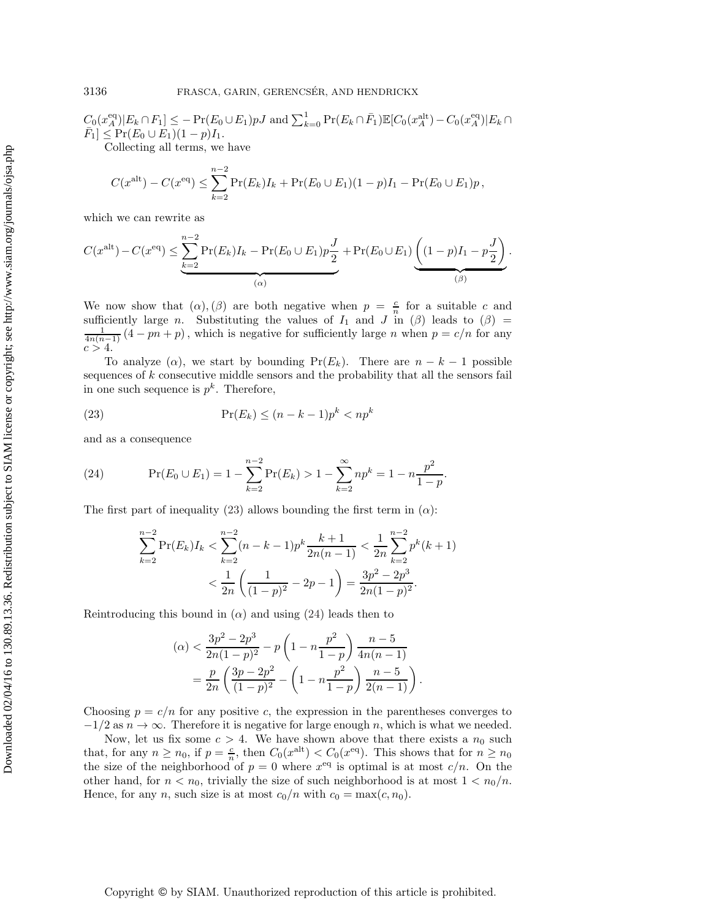$C_0(x_A^{\text{eq}})|E_k \cap F_1] \leq -\Pr(E_0 \cup E_1)pJ$ and $\sum_{k=0}^{1} \Pr(E_k \cap \bar{F}_1)\mathbb{E}[C_0(x_A^{\text{alt}}) - C_0(x_A^{\text{eq}})|E_k \cap \bar{F}_1] \leq \Pr(E_0 \cup E_1)(1-p)I_1$.

Collecting all terms, we have

$$C(x^{\text{alt}}) - C(x^{\text{eq}}) \leq \sum_{k=2}^{n-2} \Pr(E_k)I_k + \Pr(E_0 \cup E_1)(1-p)I_1 - \Pr(E_0 \cup E_1)p\,,$$

which we can rewrite as

$$C(x^{\text{alt}}) - C(x^{\text{eq}}) \leq \underbrace{\sum_{k=2}^{n-2} \Pr(E_k)I_k - \Pr(E_0 \cup E_1)p\frac{J}{2}}_{(\alpha)} + \Pr(E_0 \cup E_1)\underbrace{\left((1-p)I_1 - p\frac{J}{2}\right)}_{(\beta)}.$$

We now show that $(\alpha), (\beta)$ are both negative when $p = \frac{c}{n}$ for a suitable $c$ and sufficiently large $n$. Substituting the values of $I_1$ and $J$ in $(\beta)$ leads to $(\beta) = \frac{1}{4n(n-1)}(4 - pn + p)$, which is negative for sufficiently large $n$ when $p = c/n$ for any $c > 4$.

To analyze $(\alpha)$, we start by bounding $\Pr(E_k)$. There are $n-k-1$ possible sequences of $k$ consecutive middle sensors and the probability that all the sensors fail in one such sequence is $p^k$. Therefore,

$$\Pr(E_k) \leq (n-k-1)p^k < np^k \tag{23}$$

and as a consequence

$$\Pr(E_0 \cup E_1) = 1 - \sum_{k=2}^{n-2} \Pr(E_k) > 1 - \sum_{k=2}^{\infty} np^k = 1 - n\frac{p^2}{1-p}. \tag{24}$$

The first part of inequality (23) allows bounding the first term in $(\alpha)$:

$$\begin{aligned}
\sum_{k=2}^{n-2} \Pr(E_k)I_k &< \sum_{k=2}^{n-2} (n-k-1)p^k \frac{k+1}{2n(n-1)} < \frac{1}{2n}\sum_{k=2}^{n-2} p^k(k+1) \\
&< \frac{1}{2n}\left(\frac{1}{(1-p)^2} - 2p - 1\right) = \frac{3p^2 - 2p^3}{2n(1-p)^2}.
\end{aligned}$$

Reintroducing this bound in $(\alpha)$ and using (24) leads then to

$$\begin{aligned}
(\alpha) &< \frac{3p^2 - 2p^3}{2n(1-p)^2} - p\left(1 - n\frac{p^2}{1-p}\right)\frac{n-5}{4n(n-1)} \\
&= \frac{p}{2n}\left(\frac{3p - 2p^2}{(1-p)^2} - \left(1 - n\frac{p^2}{1-p}\right)\frac{n-5}{2(n-1)}\right).
\end{aligned}$$

Choosing $p = c/n$ for any positive $c$, the expression in the parentheses converges to $-1/2$ as $n \to \infty$. Therefore it is negative for large enough $n$, which is what we needed.

Now, let us fix some $c > 4$. We have shown above that there exists a $n_0$ such that, for any $n \geq n_0$, if $p = \frac{c}{n}$, then $C_0(x^{\text{alt}}) < C_0(x^{\text{eq}})$. This shows that for $n \geq n_0$ the size of the neighborhood of $p = 0$ where $x^{\text{eq}}$ is optimal is at most $c/n$. On the other hand, for $n < n_0$, trivially the size of such neighborhood is at most $1 < n_0/n$. Hence, for any $n$, such size is at most $c_0/n$ with $c_0 = \max(c, n_0)$.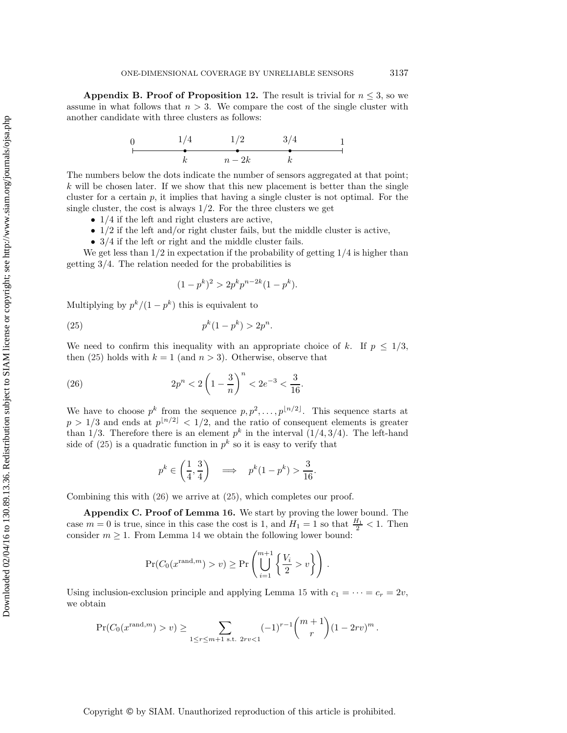**Appendix B. Proof of Proposition 12.** The result is trivial for $n \leq 3$, so we assume in what follows that $n > 3$. We compare the cost of the single cluster with another candidate with three clusters as follows:

$$
\begin{array}{ccccc}
0 & 1/4 & 1/2 & 3/4 & 1 \\
\vdash & \bullet & \bullet & \bullet & \dashv \\
 & k & n-2k & k &
\end{array}
$$

The numbers below the dots indicate the number of sensors aggregated at that point; $k$ will be chosen later. If we show that this new placement is better than the single cluster for a certain $p$, it implies that having a single cluster is not optimal. For the single cluster, the cost is always $1/2$. For the three clusters we get

- $1/4$ if the left and right clusters are active,
- $1/2$ if the left and/or right cluster fails, but the middle cluster is active,
- $3/4$ if the left or right and the middle cluster fails.

We get less than $1/2$ in expectation if the probability of getting $1/4$ is higher than getting $3/4$. The relation needed for the probabilities is

$$(1-p^k)^2 > 2p^k p^{n-2k}(1-p^k).$$

Multiplying by $p^k/(1-p^k)$ this is equivalent to

$$p^k(1-p^k) > 2p^n. \tag{25}$$

We need to confirm this inequality with an appropriate choice of $k$. If $p \leq 1/3$, then (25) holds with $k = 1$ (and $n > 3$). Otherwise, observe that

$$2p^n < 2\left(1 - \frac{3}{n}\right)^n < 2e^{-3} < \frac{3}{16}. \tag{26}$$

We have to choose $p^k$ from the sequence $p, p^2, \ldots, p^{\lfloor n/2 \rfloor}$. This sequence starts at $p > 1/3$ and ends at $p^{\lfloor n/2 \rfloor} < 1/2$, and the ratio of consequent elements is greater than $1/3$. Therefore there is an element $p^k$ in the interval $(1/4, 3/4)$. The left-hand side of (25) is a quadratic function in $p^k$ so it is easy to verify that

$$p^k \in \left(\frac{1}{4}, \frac{3}{4}\right) \quad \Longrightarrow \quad p^k(1-p^k) > \frac{3}{16}.$$

Combining this with (26) we arrive at (25), which completes our proof.

**Appendix C. Proof of Lemma 16.** We start by proving the lower bound. The case $m = 0$ is true, since in this case the cost is 1, and $H_1 = 1$ so that $\frac{H_1}{2} < 1$. Then consider $m \geq 1$. From Lemma 14 we obtain the following lower bound:

$$\Pr(C_0(x^{\text{rand},m}) > v) \geq \Pr\left(\bigcup_{i=1}^{m+1}\left\{\frac{V_i}{2} > v\right\}\right).$$

Using inclusion-exclusion principle and applying Lemma 15 with $c_1 = \cdots = c_r = 2v$, we obtain

$$\Pr(C_0(x^{\text{rand},m}) > v) \geq \sum_{1 \leq r \leq m+1 \text{ s.t. } 2rv<1} (-1)^{r-1}\binom{m+1}{r}(1-2rv)^m.$$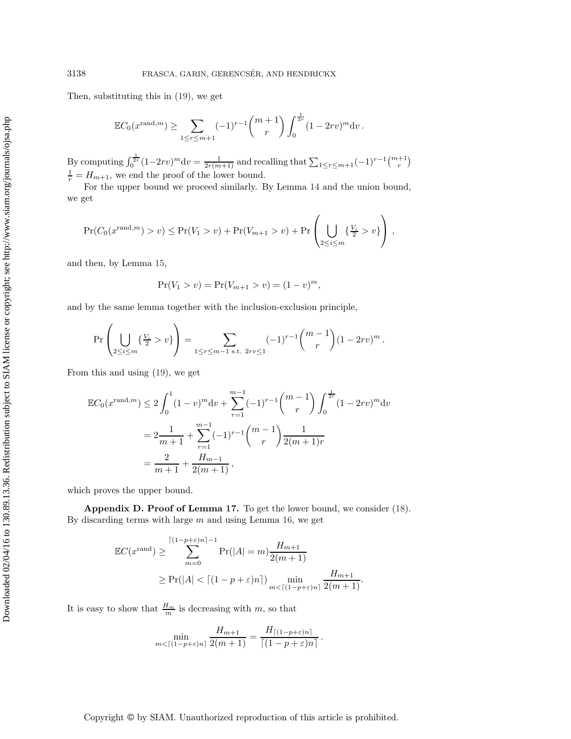Then, substituting this in (19), we get

$$\mathbb{E}C_0(x^{\mathrm{rand},m}) \geq \sum_{1\leq r\leq m+1} (-1)^{r-1}\binom{m+1}{r}\int_0^{\frac{1}{2r}}(1-2rv)^m \mathrm{d}v\,.$$

By computing $\int_0^{\frac{1}{2r}}(1-2rv)^m\mathrm{d}v = \frac{1}{2r(m+1)}$ and recalling that $\sum_{1\leq r\leq m+1}(-1)^{r-1}\binom{m+1}{r}\frac{1}{r} = H_{m+1}$, we end the proof of the lower bound.

For the upper bound we proceed similarly. By Lemma 14 and the union bound, we get

$$\Pr(C_0(x^{\mathrm{rand},m}) > v) \leq \Pr(V_1 > v) + \Pr(V_{m+1} > v) + \Pr\left(\bigcup_{2\leq i\leq m}\{\tfrac{V_i}{2} > v\}\right),$$

and then, by Lemma 15,

$$\Pr(V_1 > v) = \Pr(V_{m+1} > v) = (1-v)^m,$$

and by the same lemma together with the inclusion-exclusion principle,

$$\Pr\left(\bigcup_{2\leq i\leq m}\{\tfrac{V_i}{2} > v\}\right) = \sum_{1\leq r\leq m-1 \text{ s.t. } 2rv\leq 1}(-1)^{r-1}\binom{m-1}{r}(1-2rv)^m\,.$$

From this and using (19), we get

$$\begin{aligned}
\mathbb{E}C_0(x^{\mathrm{rand},m}) &\leq 2\int_0^1 (1-v)^m\mathrm{d}v + \sum_{r=1}^{m-1}(-1)^{r-1}\binom{m-1}{r}\int_0^{\frac{1}{2r}}(1-2rv)^m\mathrm{d}v\\
&= 2\frac{1}{m+1} + \sum_{r=1}^{m-1}(-1)^{r-1}\binom{m-1}{r}\frac{1}{2(m+1)r}\\
&= \frac{2}{m+1} + \frac{H_{m-1}}{2(m+1)}\,,
\end{aligned}$$

which proves the upper bound.

## Appendix D. Proof of Lemma 17.

To get the lower bound, we consider (18). By discarding terms with large $m$ and using Lemma 16, we get

$$\begin{aligned}
\mathbb{E}C(x^{\mathrm{rand}}) &\geq \sum_{m=0}^{\lceil(1-p+\varepsilon)n\rceil-1}\Pr(|A| = m)\frac{H_{m+1}}{2(m+1)}\\
&\geq \Pr(|A| < \lceil(1-p+\varepsilon)n\rceil)\min_{m<\lceil(1-p+\varepsilon)n\rceil}\frac{H_{m+1}}{2(m+1)}.
\end{aligned}$$

It is easy to show that $\frac{H_m}{m}$ is decreasing with $m$, so that

$$\min_{m<\lceil(1-p+\varepsilon)n\rceil}\frac{H_{m+1}}{2(m+1)} = \frac{H_{\lceil(1-p+\varepsilon)n\rceil}}{\lceil(1-p+\varepsilon)n\rceil}\,.$$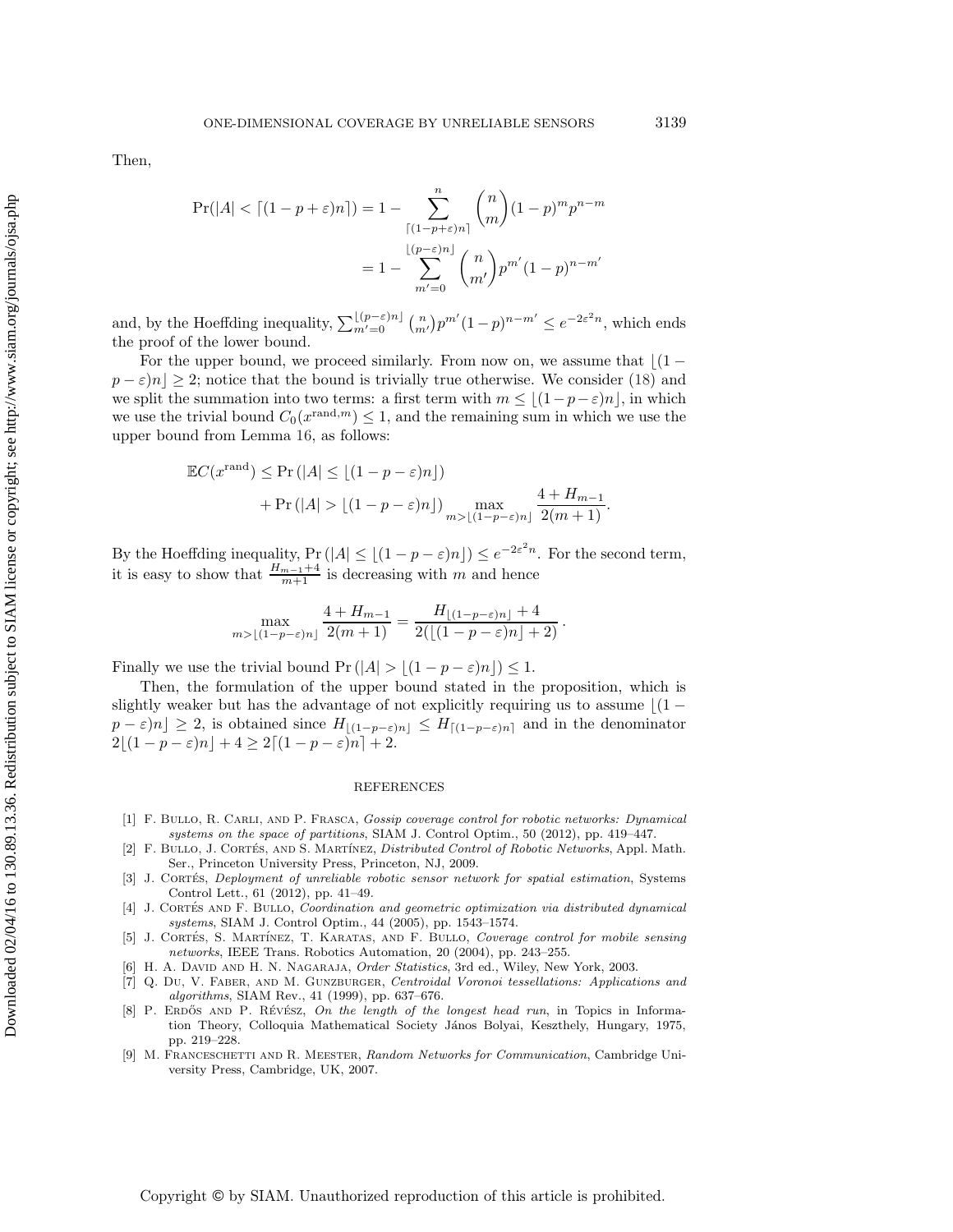Then,

$$
\begin{aligned}
\Pr(|A| < \lceil (1-p+\varepsilon)n \rceil) &= 1 - \sum_{\lceil (1-p+\varepsilon)n \rceil}^{n} \binom{n}{m} (1-p)^m p^{n-m} \\
&= 1 - \sum_{m'=0}^{\lfloor (p-\varepsilon)n \rfloor} \binom{n}{m'} p^{m'} (1-p)^{n-m'}
\end{aligned}
$$

and, by the Hoeffding inequality, $\sum_{m'=0}^{\lfloor (p-\varepsilon)n \rfloor} \binom{n}{m'} p^{m'} (1-p)^{n-m'} \leq e^{-2\varepsilon^2 n}$, which ends the proof of the lower bound.

For the upper bound, we proceed similarly. From now on, we assume that $\lfloor (1-p-\varepsilon)n \rfloor \geq 2$; notice that the bound is trivially true otherwise. We consider (18) and we split the summation into two terms: a first term with $m \leq \lfloor (1-p-\varepsilon)n \rfloor$, in which we use the trivial bound $C_0(x^{\text{rand},m}) \leq 1$, and the remaining sum in which we use the upper bound from Lemma 16, as follows:

$$
\begin{aligned}
\mathbb{E}C(x^{\text{rand}}) \leq &\Pr\left(|A| \leq \lfloor (1-p-\varepsilon)n \rfloor\right) \\
&+ \Pr\left(|A| > \lfloor (1-p-\varepsilon)n \rfloor\right) \max_{m > \lfloor (1-p-\varepsilon)n \rfloor} \frac{4 + H_{m-1}}{2(m+1)}.
\end{aligned}
$$

By the Hoeffding inequality, $\Pr\left(|A| \leq \lfloor (1-p-\varepsilon)n \rfloor\right) \leq e^{-2\varepsilon^2 n}$. For the second term, it is easy to show that $\frac{H_{m-1}+4}{m+1}$ is decreasing with $m$ and hence

$$
\max_{m > \lfloor (1-p-\varepsilon)n \rfloor} \frac{4 + H_{m-1}}{2(m+1)} = \frac{H_{\lfloor (1-p-\varepsilon)n \rfloor} + 4}{2(\lfloor (1-p-\varepsilon)n \rfloor + 2)}.
$$

Finally we use the trivial bound $\Pr\left(|A| > \lfloor (1-p-\varepsilon)n \rfloor\right) \leq 1$.

Then, the formulation of the upper bound stated in the proposition, which is slightly weaker but has the advantage of not explicitly requiring us to assume $\lfloor (1-p-\varepsilon)n \rfloor \geq 2$, is obtained since $H_{\lfloor (1-p-\varepsilon)n \rfloor} \leq H_{\lceil (1-p-\varepsilon)n \rceil}$ and in the denominator $2\lfloor (1-p-\varepsilon)n \rfloor + 4 \geq 2\lceil (1-p-\varepsilon)n \rceil + 2$.

## REFERENCES

[1] F. Bullo, R. Carli, and P. Frasca, *Gossip coverage control for robotic networks: Dynamical systems on the space of partitions*, SIAM J. Control Optim., 50 (2012), pp. 419–447.

[2] F. Bullo, J. Cortés, and S. Martínez, *Distributed Control of Robotic Networks*, Appl. Math. Ser., Princeton University Press, Princeton, NJ, 2009.

[3] J. Cortés, *Deployment of unreliable robotic sensor network for spatial estimation*, Systems Control Lett., 61 (2012), pp. 41–49.

[4] J. Cortés and F. Bullo, *Coordination and geometric optimization via distributed dynamical systems*, SIAM J. Control Optim., 44 (2005), pp. 1543–1574.

[5] J. Cortés, S. Martínez, T. Karatas, and F. Bullo, *Coverage control for mobile sensing networks*, IEEE Trans. Robotics Automation, 20 (2004), pp. 243–255.

[6] H. A. David and H. N. Nagaraja, *Order Statistics*, 3rd ed., Wiley, New York, 2003.

[7] Q. Du, V. Faber, and M. Gunzburger, *Centroidal Voronoi tessellations: Applications and algorithms*, SIAM Rev., 41 (1999), pp. 637–676.

[8] P. Erdős and P. Révész, *On the length of the longest head run*, in Topics in Information Theory, Colloquia Mathematical Society János Bolyai, Keszthely, Hungary, 1975, pp. 219–228.

[9] M. Franceschetti and R. Meester, *Random Networks for Communication*, Cambridge University Press, Cambridge, UK, 2007.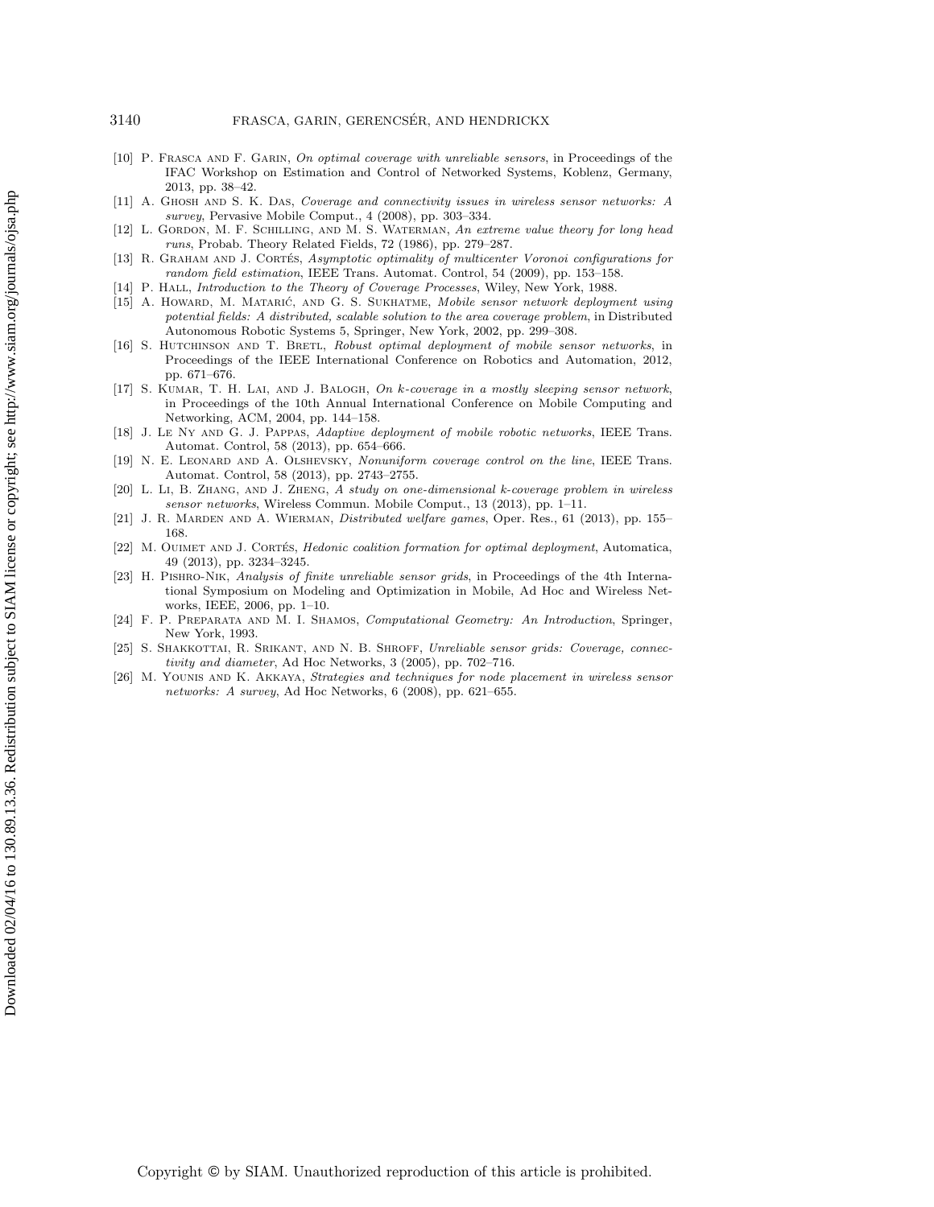[10] P. Frasca and F. Garin, *On optimal coverage with unreliable sensors*, in Proceedings of the IFAC Workshop on Estimation and Control of Networked Systems, Koblenz, Germany, 2013, pp. 38–42.

[11] A. Ghosh and S. K. Das, *Coverage and connectivity issues in wireless sensor networks: A survey*, Pervasive Mobile Comput., 4 (2008), pp. 303–334.

[12] L. Gordon, M. F. Schilling, and M. S. Waterman, *An extreme value theory for long head runs*, Probab. Theory Related Fields, 72 (1986), pp. 279–287.

[13] R. Graham and J. Cortés, *Asymptotic optimality of multicenter Voronoi configurations for random field estimation*, IEEE Trans. Automat. Control, 54 (2009), pp. 153–158.

[14] P. Hall, *Introduction to the Theory of Coverage Processes*, Wiley, New York, 1988.

[15] A. Howard, M. Matarić, and G. S. Sukhatme, *Mobile sensor network deployment using potential fields: A distributed, scalable solution to the area coverage problem*, in Distributed Autonomous Robotic Systems 5, Springer, New York, 2002, pp. 299–308.

[16] S. Hutchinson and T. Bretl, *Robust optimal deployment of mobile sensor networks*, in Proceedings of the IEEE International Conference on Robotics and Automation, 2012, pp. 671–676.

[17] S. Kumar, T. H. Lai, and J. Balogh, *On k-coverage in a mostly sleeping sensor network*, in Proceedings of the 10th Annual International Conference on Mobile Computing and Networking, ACM, 2004, pp. 144–158.

[18] J. Le Ny and G. J. Pappas, *Adaptive deployment of mobile robotic networks*, IEEE Trans. Automat. Control, 58 (2013), pp. 654–666.

[19] N. E. Leonard and A. Olshevsky, *Nonuniform coverage control on the line*, IEEE Trans. Automat. Control, 58 (2013), pp. 2743–2755.

[20] L. Li, B. Zhang, and J. Zheng, *A study on one-dimensional k-coverage problem in wireless sensor networks*, Wireless Commun. Mobile Comput., 13 (2013), pp. 1–11.

[21] J. R. Marden and A. Wierman, *Distributed welfare games*, Oper. Res., 61 (2013), pp. 155–168.

[22] M. Ouimet and J. Cortés, *Hedonic coalition formation for optimal deployment*, Automatica, 49 (2013), pp. 3234–3245.

[23] H. Pishro-Nik, *Analysis of finite unreliable sensor grids*, in Proceedings of the 4th International Symposium on Modeling and Optimization in Mobile, Ad Hoc and Wireless Networks, IEEE, 2006, pp. 1–10.

[24] F. P. Preparata and M. I. Shamos, *Computational Geometry: An Introduction*, Springer, New York, 1993.

[25] S. Shakkottai, R. Srikant, and N. B. Shroff, *Unreliable sensor grids: Coverage, connectivity and diameter*, Ad Hoc Networks, 3 (2005), pp. 702–716.

[26] M. Younis and K. Akkaya, *Strategies and techniques for node placement in wireless sensor networks: A survey*, Ad Hoc Networks, 6 (2008), pp. 621–655.